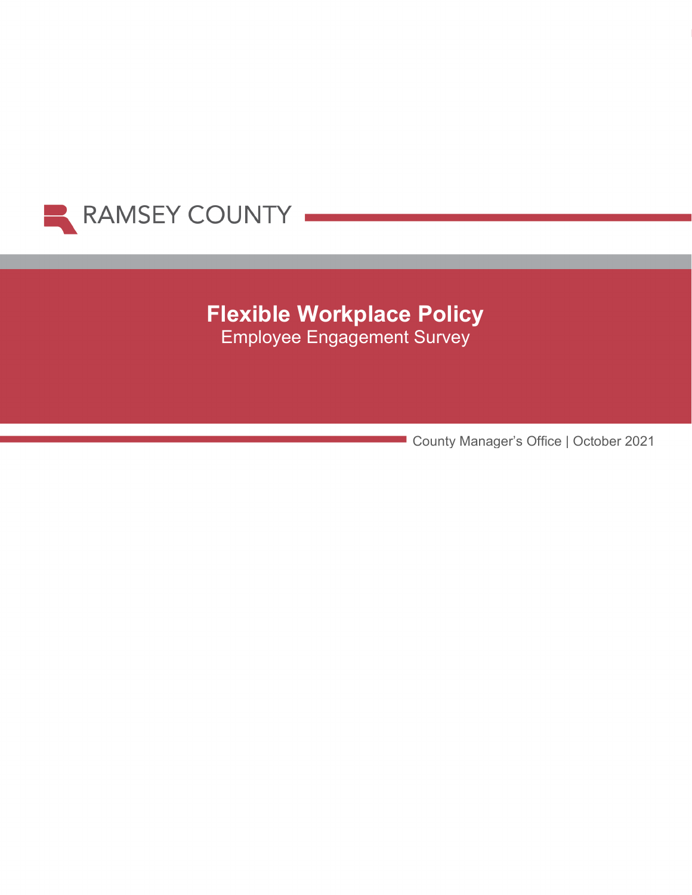RAMSEY COUNTY

# Flexible Workplace Policy

Employee Engagement Survey

County Manager's Office | October 2021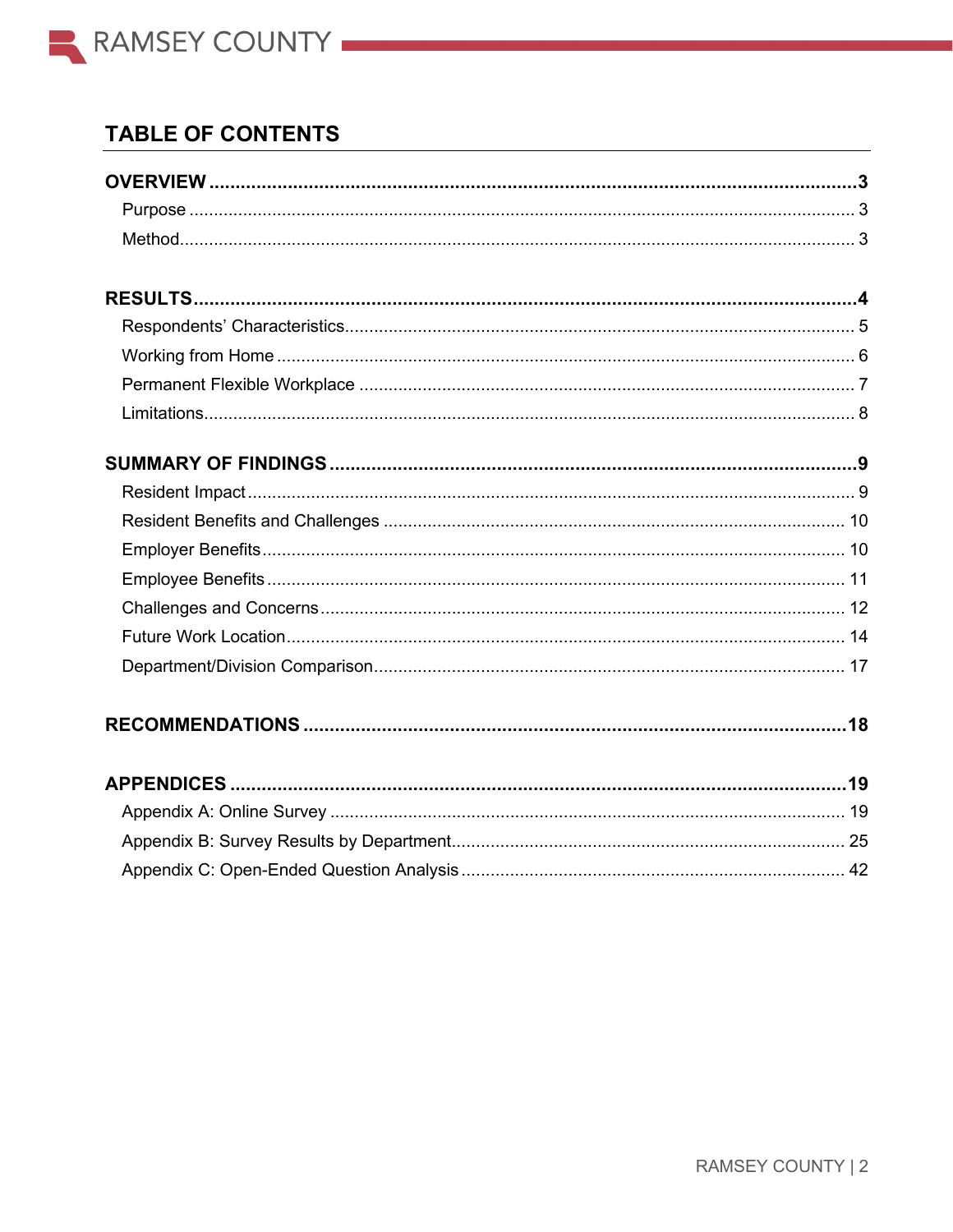# TABLE OF CONTENTS

**OVERVIEW** .......... **3**
- Purpose .......... 3
- Method .......... 3

**RESULTS** .......... **4**
- Respondents' Characteristics .......... 5
- Working from Home .......... 6
- Permanent Flexible Workplace .......... 7
- Limitations .......... 8

**SUMMARY OF FINDINGS** .......... **9**
- Resident Impact .......... 9
- Resident Benefits and Challenges .......... 10
- Employer Benefits .......... 10
- Employee Benefits .......... 11
- Challenges and Concerns .......... 12
- Future Work Location .......... 14
- Department/Division Comparison .......... 17

**RECOMMENDATIONS** .......... **18**

**APPENDICES** .......... **19**
- Appendix A: Online Survey .......... 19
- Appendix B: Survey Results by Department .......... 25
- Appendix C: Open-Ended Question Analysis .......... 42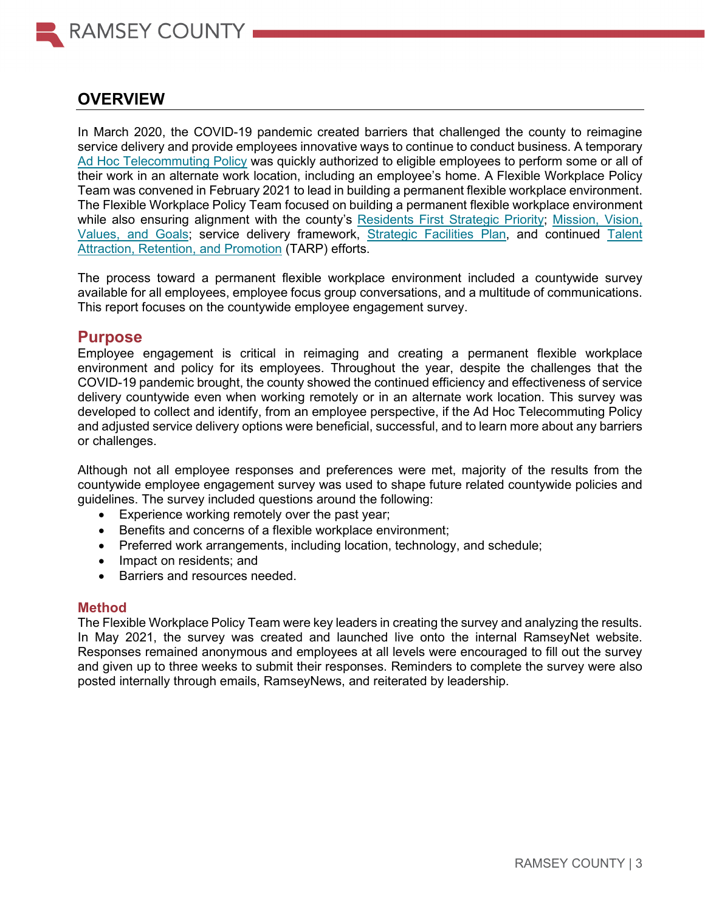# OVERVIEW

In March 2020, the COVID-19 pandemic created barriers that challenged the county to reimagine service delivery and provide employees innovative ways to continue to conduct business. A temporary Ad Hoc Telecommuting Policy was quickly authorized to eligible employees to perform some or all of their work in an alternate work location, including an employee's home. A Flexible Workplace Policy Team was convened in February 2021 to lead in building a permanent flexible workplace environment. The Flexible Workplace Policy Team focused on building a permanent flexible workplace environment while also ensuring alignment with the county's Residents First Strategic Priority; Mission, Vision, Values, and Goals; service delivery framework, Strategic Facilities Plan, and continued Talent Attraction, Retention, and Promotion (TARP) efforts.

The process toward a permanent flexible workplace environment included a countywide survey available for all employees, employee focus group conversations, and a multitude of communications. This report focuses on the countywide employee engagement survey.

## Purpose

Employee engagement is critical in reimaging and creating a permanent flexible workplace environment and policy for its employees. Throughout the year, despite the challenges that the COVID-19 pandemic brought, the county showed the continued efficiency and effectiveness of service delivery countywide even when working remotely or in an alternate work location. This survey was developed to collect and identify, from an employee perspective, if the Ad Hoc Telecommuting Policy and adjusted service delivery options were beneficial, successful, and to learn more about any barriers or challenges.

Although not all employee responses and preferences were met, majority of the results from the countywide employee engagement survey was used to shape future related countywide policies and guidelines. The survey included questions around the following:

- Experience working remotely over the past year;
- Benefits and concerns of a flexible workplace environment;
- Preferred work arrangements, including location, technology, and schedule;
- Impact on residents; and
- Barriers and resources needed.

### Method

The Flexible Workplace Policy Team were key leaders in creating the survey and analyzing the results. In May 2021, the survey was created and launched live onto the internal RamseyNet website. Responses remained anonymous and employees at all levels were encouraged to fill out the survey and given up to three weeks to submit their responses. Reminders to complete the survey were also posted internally through emails, RamseyNews, and reiterated by leadership.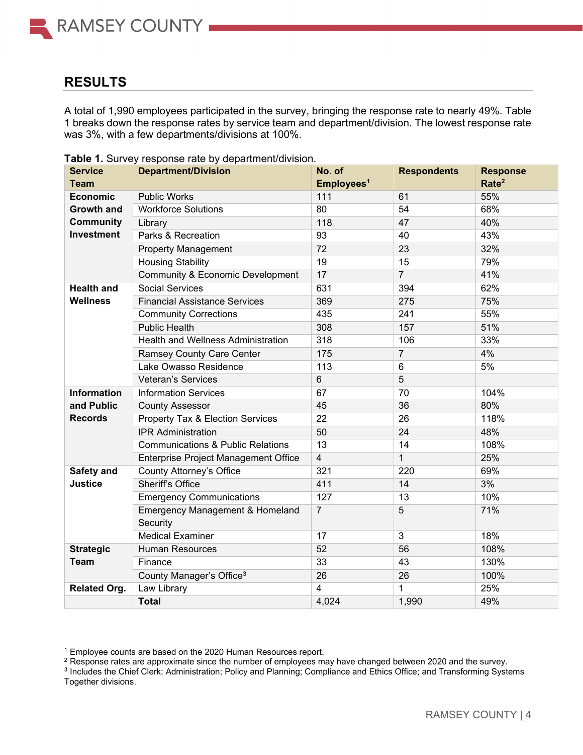## RESULTS

A total of 1,990 employees participated in the survey, bringing the response rate to nearly 49%. Table 1 breaks down the response rates by service team and department/division. The lowest response rate was 3%, with a few departments/divisions at 100%.

**Table 1.** Survey response rate by department/division.

| Service Team | Department/Division | No. of Employees[1] | Respondents | Response Rate[2] |
|---|---|---|---|---|
| **Economic Growth and Community Investment** | Public Works | 111 | 61 | 55% |
| | Workforce Solutions | 80 | 54 | 68% |
| | Library | 118 | 47 | 40% |
| | Parks & Recreation | 93 | 40 | 43% |
| | Property Management | 72 | 23 | 32% |
| | Housing Stability | 19 | 15 | 79% |
| | Community & Economic Development | 17 | 7 | 41% |
| **Health and Wellness** | Social Services | 631 | 394 | 62% |
| | Financial Assistance Services | 369 | 275 | 75% |
| | Community Corrections | 435 | 241 | 55% |
| | Public Health | 308 | 157 | 51% |
| | Health and Wellness Administration | 318 | 106 | 33% |
| | Ramsey County Care Center | 175 | 7 | 4% |
| | Lake Owasso Residence | 113 | 6 | 5% |
| | Veteran's Services | 6 | 5 | |
| **Information and Public Records** | Information Services | 67 | 70 | 104% |
| | County Assessor | 45 | 36 | 80% |
| | Property Tax & Election Services | 22 | 26 | 118% |
| | IPR Administration | 50 | 24 | 48% |
| | Communications & Public Relations | 13 | 14 | 108% |
| | Enterprise Project Management Office | 4 | 1 | 25% |
| **Safety and Justice** | County Attorney's Office | 321 | 220 | 69% |
| | Sheriff's Office | 411 | 14 | 3% |
| | Emergency Communications | 127 | 13 | 10% |
| | Emergency Management & Homeland Security | 7 | 5 | 71% |
| | Medical Examiner | 17 | 3 | 18% |
| **Strategic Team** | Human Resources | 52 | 56 | 108% |
| | Finance | 33 | 43 | 130% |
| | County Manager's Office[3] | 26 | 26 | 100% |
| **Related Org.** | Law Library | 4 | 1 | 25% |
| | **Total** | 4,024 | 1,990 | 49% |

---

[1] Employee counts are based on the 2020 Human Resources report.
[2] Response rates are approximate since the number of employees may have changed between 2020 and the survey.
[3] Includes the Chief Clerk; Administration; Policy and Planning; Compliance and Ethics Office; and Transforming Systems Together divisions.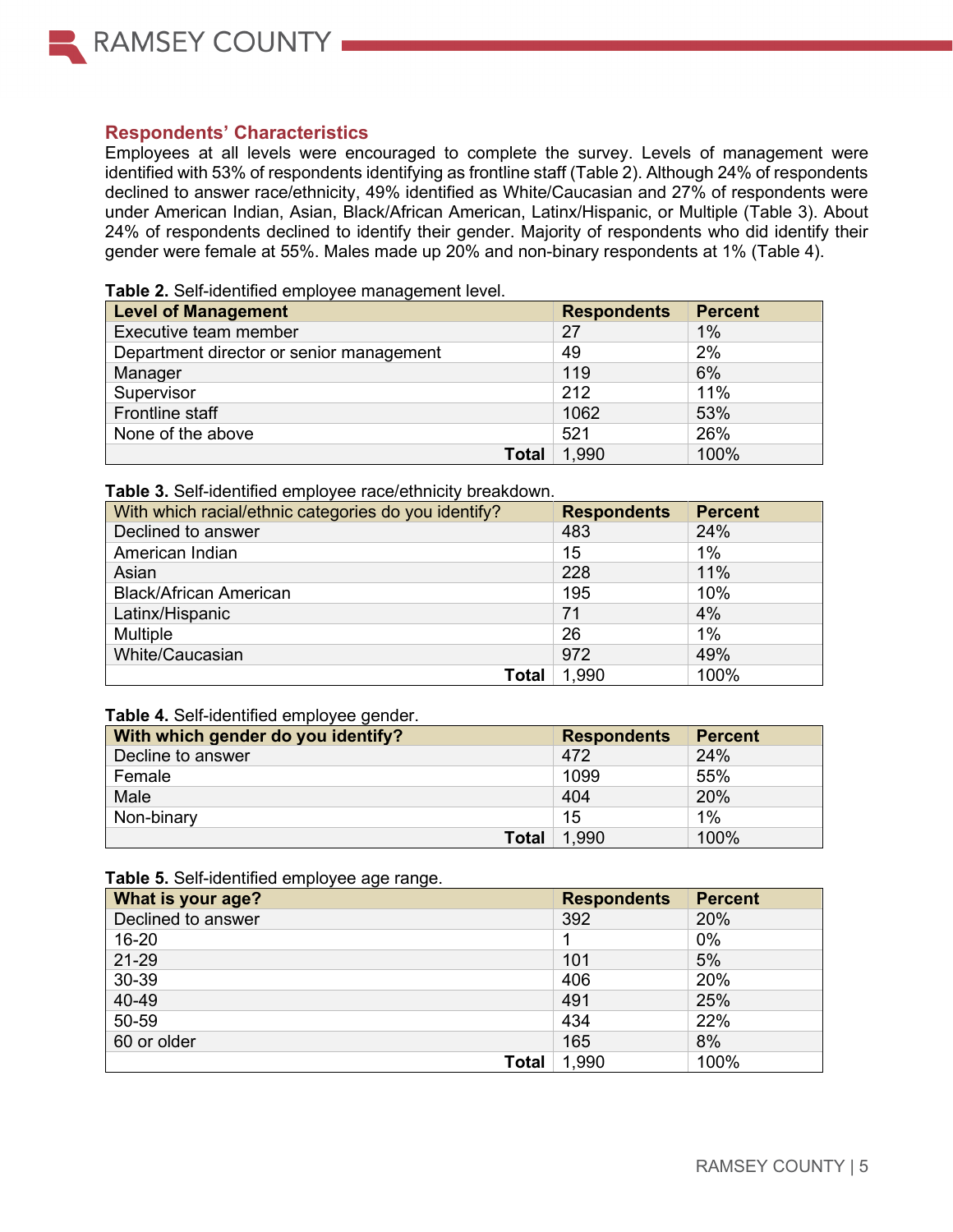## Respondents' Characteristics

Employees at all levels were encouraged to complete the survey. Levels of management were identified with 53% of respondents identifying as frontline staff (Table 2). Although 24% of respondents declined to answer race/ethnicity, 49% identified as White/Caucasian and 27% of respondents were under American Indian, Asian, Black/African American, Latinx/Hispanic, or Multiple (Table 3). About 24% of respondents declined to identify their gender. Majority of respondents who did identify their gender were female at 55%. Males made up 20% and non-binary respondents at 1% (Table 4).

**Table 2.** Self-identified employee management level.

| Level of Management | Respondents | Percent |
|---|---|---|
| Executive team member | 27 | 1% |
| Department director or senior management | 49 | 2% |
| Manager | 119 | 6% |
| Supervisor | 212 | 11% |
| Frontline staff | 1062 | 53% |
| None of the above | 521 | 26% |
| **Total** | 1,990 | 100% |

**Table 3.** Self-identified employee race/ethnicity breakdown.

| With which racial/ethnic categories do you identify? | Respondents | Percent |
|---|---|---|
| Declined to answer | 483 | 24% |
| American Indian | 15 | 1% |
| Asian | 228 | 11% |
| Black/African American | 195 | 10% |
| Latinx/Hispanic | 71 | 4% |
| Multiple | 26 | 1% |
| White/Caucasian | 972 | 49% |
| **Total** | 1,990 | 100% |

**Table 4.** Self-identified employee gender.

| With which gender do you identify? | Respondents | Percent |
|---|---|---|
| Decline to answer | 472 | 24% |
| Female | 1099 | 55% |
| Male | 404 | 20% |
| Non-binary | 15 | 1% |
| **Total** | 1,990 | 100% |

**Table 5.** Self-identified employee age range.

| What is your age? | Respondents | Percent |
|---|---|---|
| Declined to answer | 392 | 20% |
| 16-20 | 1 | 0% |
| 21-29 | 101 | 5% |
| 30-39 | 406 | 20% |
| 40-49 | 491 | 25% |
| 50-59 | 434 | 22% |
| 60 or older | 165 | 8% |
| **Total** | 1,990 | 100% |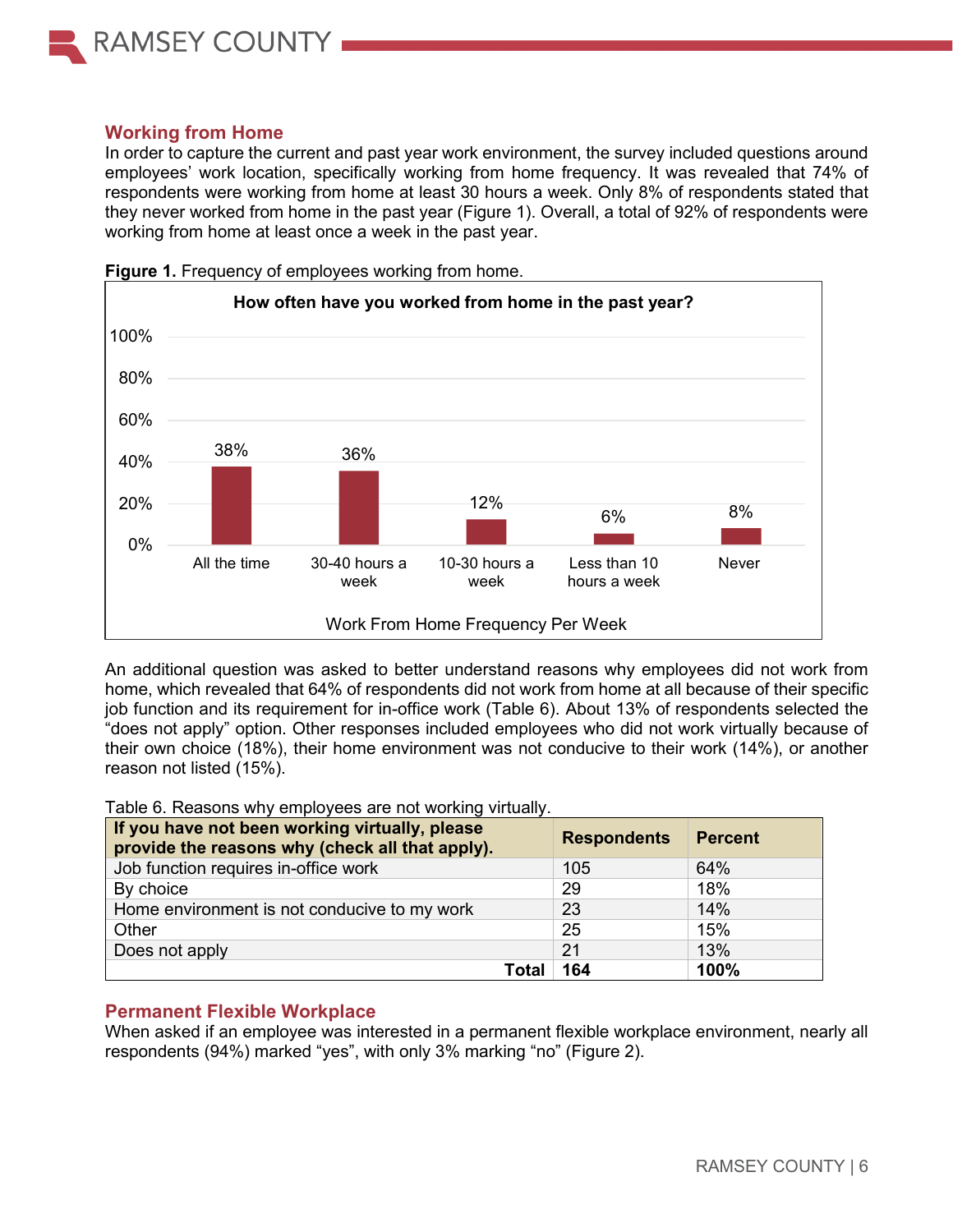## Working from Home

In order to capture the current and past year work environment, the survey included questions around employees' work location, specifically working from home frequency. It was revealed that 74% of respondents were working from home at least 30 hours a week. Only 8% of respondents stated that they never worked from home in the past year (Figure 1). Overall, a total of 92% of respondents were working from home at least once a week in the past year.

**Figure 1.** Frequency of employees working from home.

How often have you worked from home in the past year?

| Work From Home Frequency Per Week | Percent |
|---|---|
| All the time | 38% |
| 30-40 hours a week | 36% |
| 10-30 hours a week | 12% |
| Less than 10 hours a week | 6% |
| Never | 8% |

An additional question was asked to better understand reasons why employees did not work from home, which revealed that 64% of respondents did not work from home at all because of their specific job function and its requirement for in-office work (Table 6). About 13% of respondents selected the "does not apply" option. Other responses included employees who did not work virtually because of their own choice (18%), their home environment was not conducive to their work (14%), or another reason not listed (15%).

Table 6. Reasons why employees are not working virtually.

| If you have not been working virtually, please provide the reasons why (check all that apply). | Respondents | Percent |
|---|---|---|
| Job function requires in-office work | 105 | 64% |
| By choice | 29 | 18% |
| Home environment is not conducive to my work | 23 | 14% |
| Other | 25 | 15% |
| Does not apply | 21 | 13% |
| **Total** | **164** | **100%** |

## Permanent Flexible Workplace

When asked if an employee was interested in a permanent flexible workplace environment, nearly all respondents (94%) marked "yes", with only 3% marking "no" (Figure 2).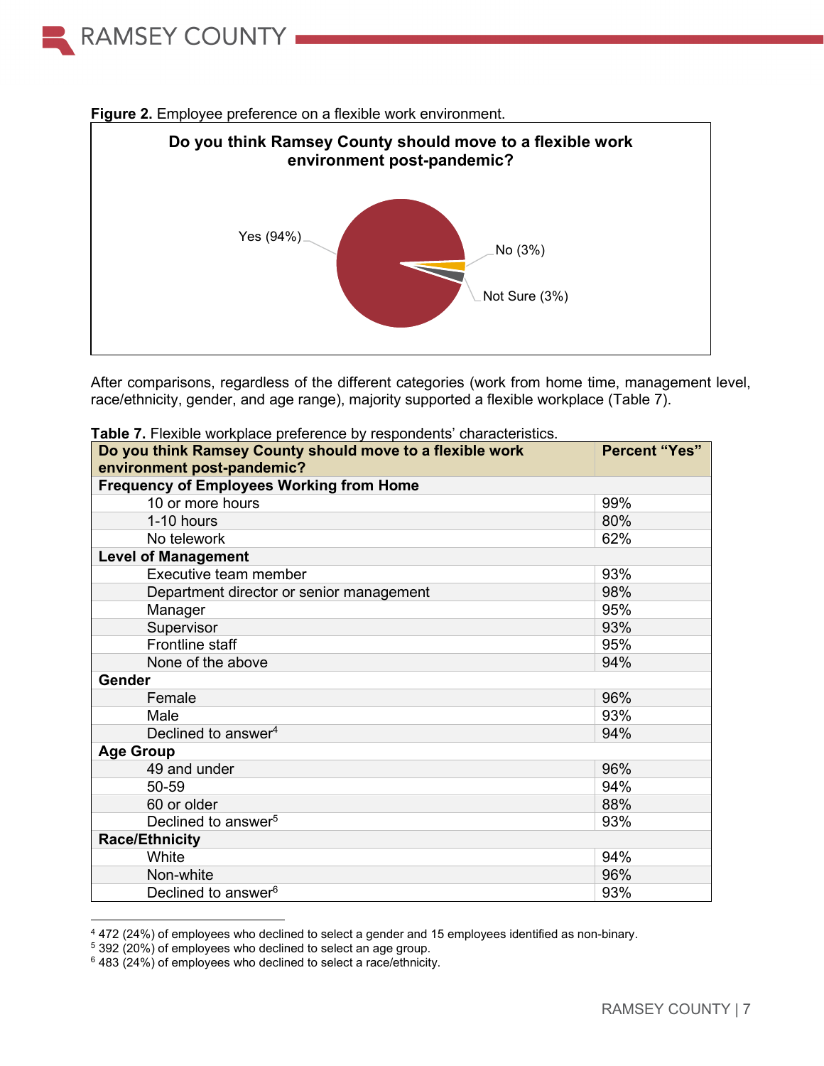**Figure 2.** Employee preference on a flexible work environment.

After comparisons, regardless of the different categories (work from home time, management level, race/ethnicity, gender, and age range), majority supported a flexible workplace (Table 7).

**Table 7.** Flexible workplace preference by respondents' characteristics.

| Do you think Ramsey County should move to a flexible work environment post-pandemic? | Percent "Yes" |
|---|---|
| **Frequency of Employees Working from Home** | |
| 10 or more hours | 99% |
| 1-10 hours | 80% |
| No telework | 62% |
| **Level of Management** | |
| Executive team member | 93% |
| Department director or senior management | 98% |
| Manager | 95% |
| Supervisor | 93% |
| Frontline staff | 95% |
| None of the above | 94% |
| **Gender** | |
| Female | 96% |
| Male | 93% |
| Declined to answer[4] | 94% |
| **Age Group** | |
| 49 and under | 96% |
| 50-59 | 94% |
| 60 or older | 88% |
| Declined to answer[5] | 93% |
| **Race/Ethnicity** | |
| White | 94% |
| Non-white | 96% |
| Declined to answer[6] | 93% |

[4] 472 (24%) of employees who declined to select a gender and 15 employees identified as non-binary.
[5] 392 (20%) of employees who declined to select an age group.
[6] 483 (24%) of employees who declined to select a race/ethnicity.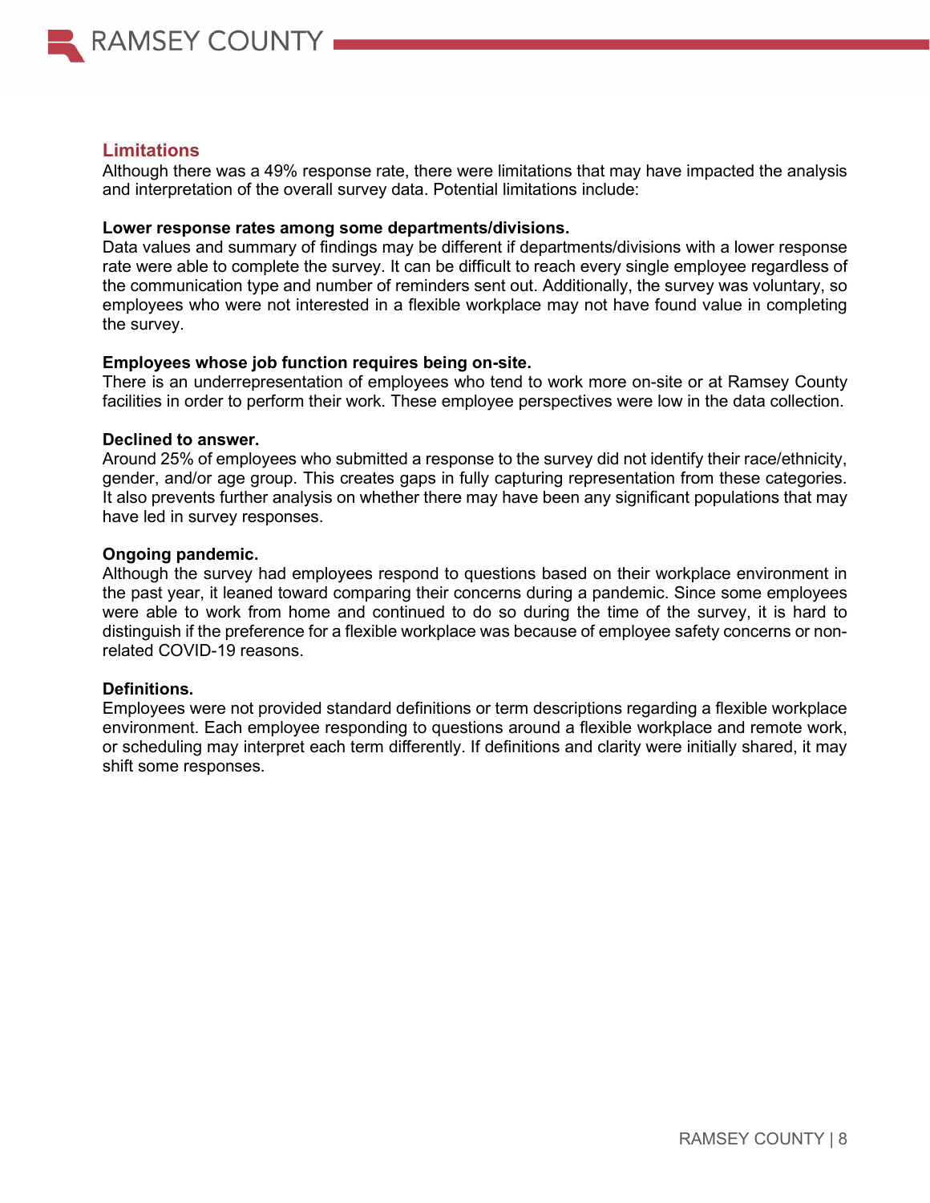## Limitations

Although there was a 49% response rate, there were limitations that may have impacted the analysis and interpretation of the overall survey data. Potential limitations include:

**Lower response rates among some departments/divisions.**
Data values and summary of findings may be different if departments/divisions with a lower response rate were able to complete the survey. It can be difficult to reach every single employee regardless of the communication type and number of reminders sent out. Additionally, the survey was voluntary, so employees who were not interested in a flexible workplace may not have found value in completing the survey.

**Employees whose job function requires being on-site.**
There is an underrepresentation of employees who tend to work more on-site or at Ramsey County facilities in order to perform their work. These employee perspectives were low in the data collection.

**Declined to answer.**
Around 25% of employees who submitted a response to the survey did not identify their race/ethnicity, gender, and/or age group. This creates gaps in fully capturing representation from these categories. It also prevents further analysis on whether there may have been any significant populations that may have led in survey responses.

**Ongoing pandemic.**
Although the survey had employees respond to questions based on their workplace environment in the past year, it leaned toward comparing their concerns during a pandemic. Since some employees were able to work from home and continued to do so during the time of the survey, it is hard to distinguish if the preference for a flexible workplace was because of employee safety concerns or non-related COVID-19 reasons.

**Definitions.**
Employees were not provided standard definitions or term descriptions regarding a flexible workplace environment. Each employee responding to questions around a flexible workplace and remote work, or scheduling may interpret each term differently. If definitions and clarity were initially shared, it may shift some responses.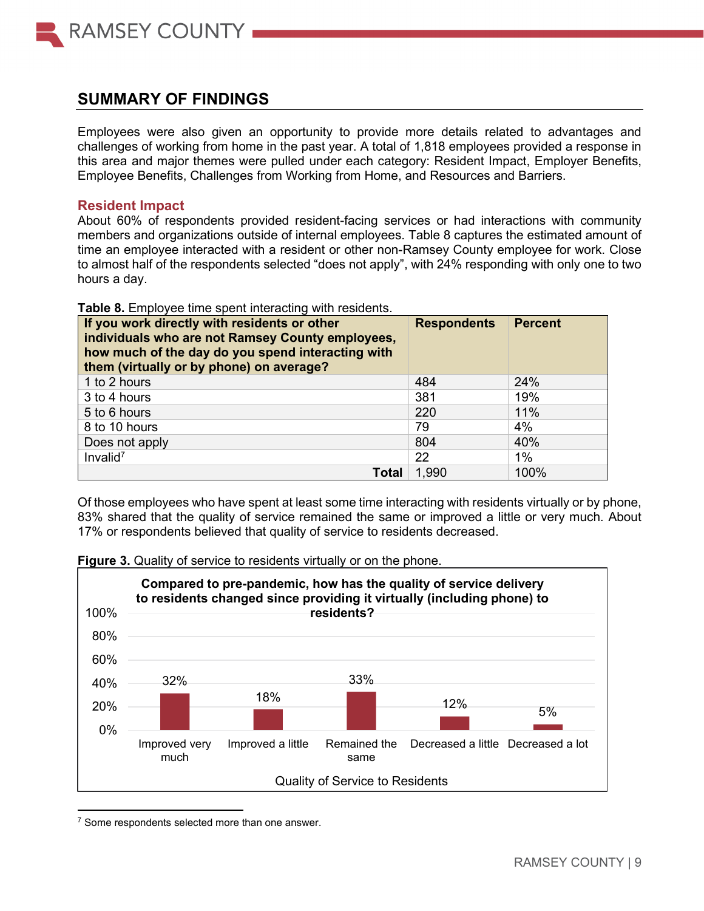## SUMMARY OF FINDINGS

Employees were also given an opportunity to provide more details related to advantages and challenges of working from home in the past year. A total of 1,818 employees provided a response in this area and major themes were pulled under each category: Resident Impact, Employer Benefits, Employee Benefits, Challenges from Working from Home, and Resources and Barriers.

### Resident Impact

About 60% of respondents provided resident-facing services or had interactions with community members and organizations outside of internal employees. Table 8 captures the estimated amount of time an employee interacted with a resident or other non-Ramsey County employee for work. Close to almost half of the respondents selected "does not apply", with 24% responding with only one to two hours a day.

**Table 8.** Employee time spent interacting with residents.

| If you work directly with residents or other individuals who are not Ramsey County employees, how much of the day do you spend interacting with them (virtually or by phone) on average? | Respondents | Percent |
|---|---|---|
| 1 to 2 hours | 484 | 24% |
| 3 to 4 hours | 381 | 19% |
| 5 to 6 hours | 220 | 11% |
| 8 to 10 hours | 79 | 4% |
| Does not apply | 804 | 40% |
| Invalid[7] | 22 | 1% |
| **Total** | 1,990 | 100% |

Of those employees who have spent at least some time interacting with residents virtually or by phone, 83% shared that the quality of service remained the same or improved a little or very much. About 17% or respondents believed that quality of service to residents decreased.

**Figure 3.** Quality of service to residents virtually or on the phone.

**Compared to pre-pandemic, how has the quality of service delivery to residents changed since providing it virtually (including phone) to residents?**

| Quality of Service to Residents | Percent |
|---|---|
| Improved very much | 32% |
| Improved a little | 18% |
| Remained the same | 33% |
| Decreased a little | 12% |
| Decreased a lot | 5% |

[7] Some respondents selected more than one answer.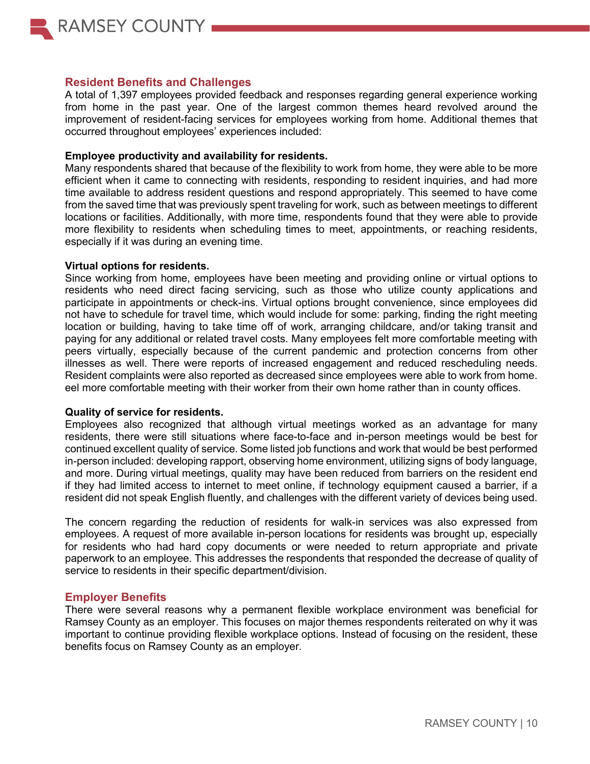## Resident Benefits and Challenges

A total of 1,397 employees provided feedback and responses regarding general experience working from home in the past year. One of the largest common themes heard revolved around the improvement of resident-facing services for employees working from home. Additional themes that occurred throughout employees' experiences included:

**Employee productivity and availability for residents.**
Many respondents shared that because of the flexibility to work from home, they were able to be more efficient when it came to connecting with residents, responding to resident inquiries, and had more time available to address resident questions and respond appropriately. This seemed to have come from the saved time that was previously spent traveling for work, such as between meetings to different locations or facilities. Additionally, with more time, respondents found that they were able to provide more flexibility to residents when scheduling times to meet, appointments, or reaching residents, especially if it was during an evening time.

**Virtual options for residents.**
Since working from home, employees have been meeting and providing online or virtual options to residents who need direct facing servicing, such as those who utilize county applications and participate in appointments or check-ins. Virtual options brought convenience, since employees did not have to schedule for travel time, which would include for some: parking, finding the right meeting location or building, having to take time off of work, arranging childcare, and/or taking transit and paying for any additional or related travel costs. Many employees felt more comfortable meeting with peers virtually, especially because of the current pandemic and protection concerns from other illnesses as well. There were reports of increased engagement and reduced rescheduling needs. Resident complaints were also reported as decreased since employees were able to work from home. eel more comfortable meeting with their worker from their own home rather than in county offices.

**Quality of service for residents.**
Employees also recognized that although virtual meetings worked as an advantage for many residents, there were still situations where face-to-face and in-person meetings would be best for continued excellent quality of service. Some listed job functions and work that would be best performed in-person included: developing rapport, observing home environment, utilizing signs of body language, and more. During virtual meetings, quality may have been reduced from barriers on the resident end if they had limited access to internet to meet online, if technology equipment caused a barrier, if a resident did not speak English fluently, and challenges with the different variety of devices being used.

The concern regarding the reduction of residents for walk-in services was also expressed from employees. A request of more available in-person locations for residents was brought up, especially for residents who had hard copy documents or were needed to return appropriate and private paperwork to an employee. This addresses the respondents that responded the decrease of quality of service to residents in their specific department/division.

## Employer Benefits

There were several reasons why a permanent flexible workplace environment was beneficial for Ramsey County as an employer. This focuses on major themes respondents reiterated on why it was important to continue providing flexible workplace options. Instead of focusing on the resident, these benefits focus on Ramsey County as an employer.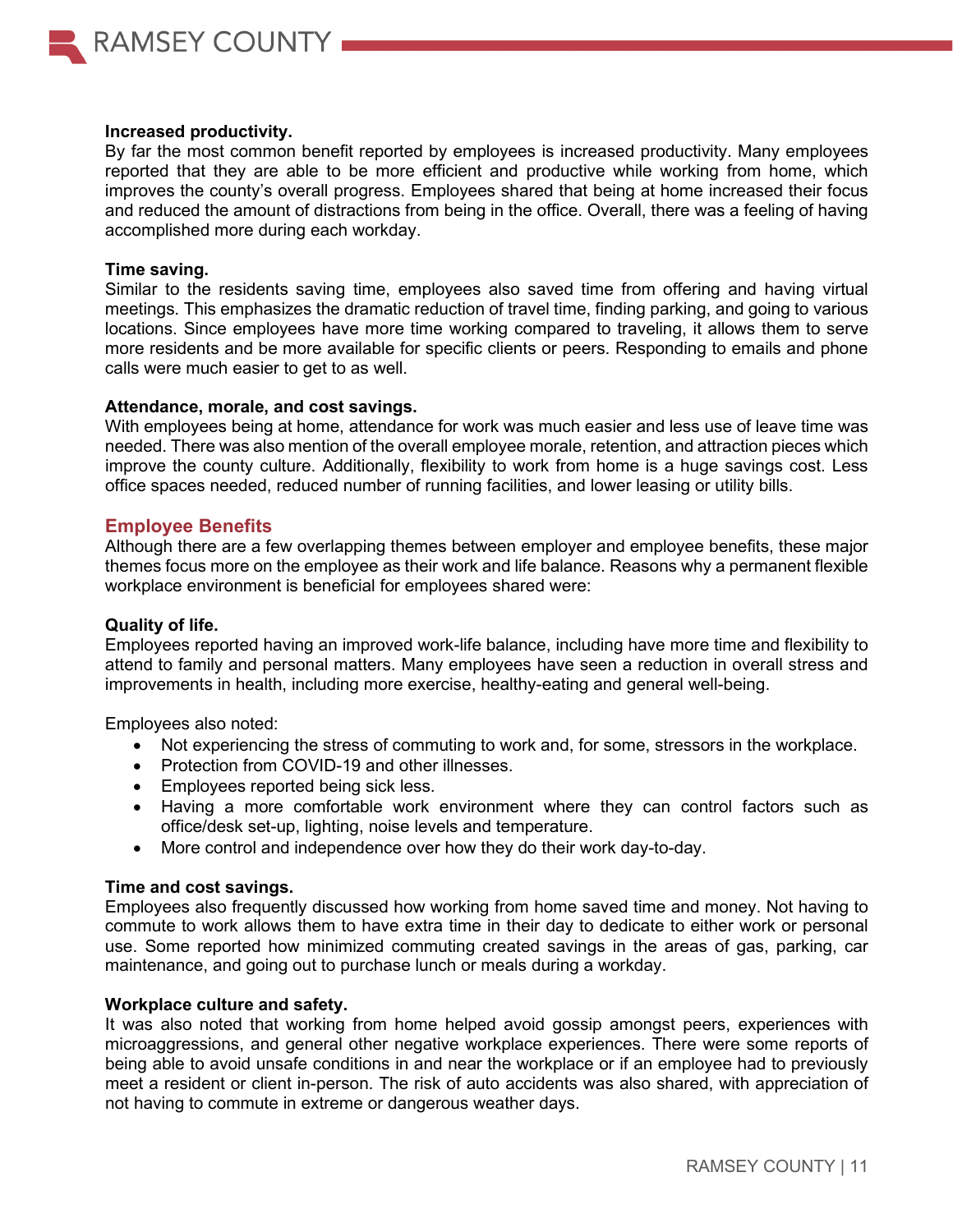**Increased productivity.**
By far the most common benefit reported by employees is increased productivity. Many employees reported that they are able to be more efficient and productive while working from home, which improves the county's overall progress. Employees shared that being at home increased their focus and reduced the amount of distractions from being in the office. Overall, there was a feeling of having accomplished more during each workday.

**Time saving.**
Similar to the residents saving time, employees also saved time from offering and having virtual meetings. This emphasizes the dramatic reduction of travel time, finding parking, and going to various locations. Since employees have more time working compared to traveling, it allows them to serve more residents and be more available for specific clients or peers. Responding to emails and phone calls were much easier to get to as well.

**Attendance, morale, and cost savings.**
With employees being at home, attendance for work was much easier and less use of leave time was needed. There was also mention of the overall employee morale, retention, and attraction pieces which improve the county culture. Additionally, flexibility to work from home is a huge savings cost. Less office spaces needed, reduced number of running facilities, and lower leasing or utility bills.

## Employee Benefits

Although there are a few overlapping themes between employer and employee benefits, these major themes focus more on the employee as their work and life balance. Reasons why a permanent flexible workplace environment is beneficial for employees shared were:

**Quality of life.**
Employees reported having an improved work-life balance, including have more time and flexibility to attend to family and personal matters. Many employees have seen a reduction in overall stress and improvements in health, including more exercise, healthy-eating and general well-being.

Employees also noted:

- Not experiencing the stress of commuting to work and, for some, stressors in the workplace.
- Protection from COVID-19 and other illnesses.
- Employees reported being sick less.
- Having a more comfortable work environment where they can control factors such as office/desk set-up, lighting, noise levels and temperature.
- More control and independence over how they do their work day-to-day.

**Time and cost savings.**
Employees also frequently discussed how working from home saved time and money. Not having to commute to work allows them to have extra time in their day to dedicate to either work or personal use. Some reported how minimized commuting created savings in the areas of gas, parking, car maintenance, and going out to purchase lunch or meals during a workday.

**Workplace culture and safety.**
It was also noted that working from home helped avoid gossip amongst peers, experiences with microaggressions, and general other negative workplace experiences. There were some reports of being able to avoid unsafe conditions in and near the workplace or if an employee had to previously meet a resident or client in-person. The risk of auto accidents was also shared, with appreciation of not having to commute in extreme or dangerous weather days.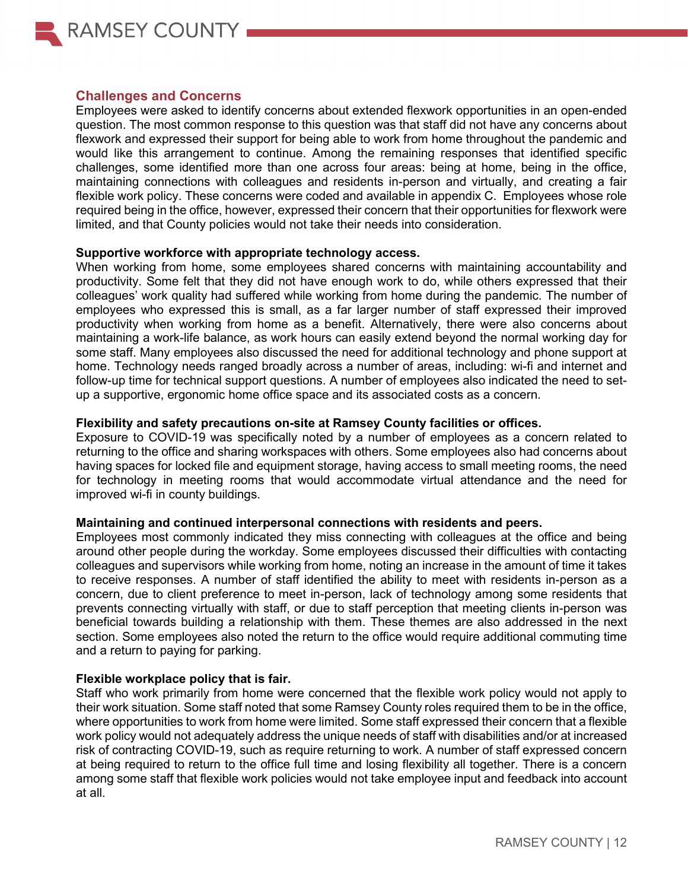## Challenges and Concerns

Employees were asked to identify concerns about extended flexwork opportunities in an open-ended question. The most common response to this question was that staff did not have any concerns about flexwork and expressed their support for being able to work from home throughout the pandemic and would like this arrangement to continue. Among the remaining responses that identified specific challenges, some identified more than one across four areas: being at home, being in the office, maintaining connections with colleagues and residents in-person and virtually, and creating a fair flexible work policy. These concerns were coded and available in appendix C. Employees whose role required being in the office, however, expressed their concern that their opportunities for flexwork were limited, and that County policies would not take their needs into consideration.

**Supportive workforce with appropriate technology access.**

When working from home, some employees shared concerns with maintaining accountability and productivity. Some felt that they did not have enough work to do, while others expressed that their colleagues' work quality had suffered while working from home during the pandemic. The number of employees who expressed this is small, as a far larger number of staff expressed their improved productivity when working from home as a benefit. Alternatively, there were also concerns about maintaining a work-life balance, as work hours can easily extend beyond the normal working day for some staff. Many employees also discussed the need for additional technology and phone support at home. Technology needs ranged broadly across a number of areas, including: wi-fi and internet and follow-up time for technical support questions. A number of employees also indicated the need to set-up a supportive, ergonomic home office space and its associated costs as a concern.

**Flexibility and safety precautions on-site at Ramsey County facilities or offices.**

Exposure to COVID-19 was specifically noted by a number of employees as a concern related to returning to the office and sharing workspaces with others. Some employees also had concerns about having spaces for locked file and equipment storage, having access to small meeting rooms, the need for technology in meeting rooms that would accommodate virtual attendance and the need for improved wi-fi in county buildings.

**Maintaining and continued interpersonal connections with residents and peers.**

Employees most commonly indicated they miss connecting with colleagues at the office and being around other people during the workday. Some employees discussed their difficulties with contacting colleagues and supervisors while working from home, noting an increase in the amount of time it takes to receive responses. A number of staff identified the ability to meet with residents in-person as a concern, due to client preference to meet in-person, lack of technology among some residents that prevents connecting virtually with staff, or due to staff perception that meeting clients in-person was beneficial towards building a relationship with them. These themes are also addressed in the next section. Some employees also noted the return to the office would require additional commuting time and a return to paying for parking.

**Flexible workplace policy that is fair.**

Staff who work primarily from home were concerned that the flexible work policy would not apply to their work situation. Some staff noted that some Ramsey County roles required them to be in the office, where opportunities to work from home were limited. Some staff expressed their concern that a flexible work policy would not adequately address the unique needs of staff with disabilities and/or at increased risk of contracting COVID-19, such as require returning to work. A number of staff expressed concern at being required to return to the office full time and losing flexibility all together. There is a concern among some staff that flexible work policies would not take employee input and feedback into account at all.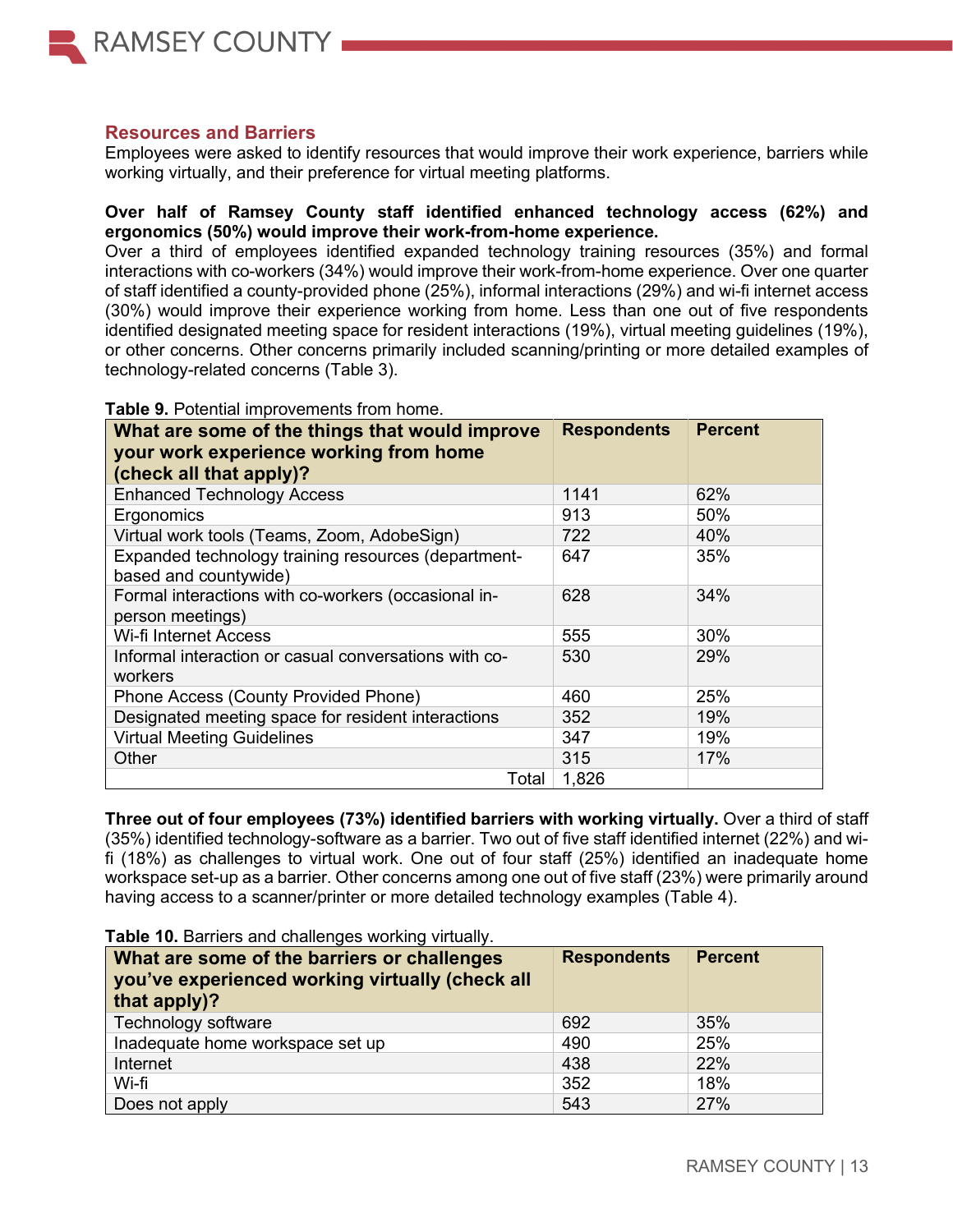## Resources and Barriers

Employees were asked to identify resources that would improve their work experience, barriers while working virtually, and their preference for virtual meeting platforms.

**Over half of Ramsey County staff identified enhanced technology access (62%) and ergonomics (50%) would improve their work-from-home experience.**
Over a third of employees identified expanded technology training resources (35%) and formal interactions with co-workers (34%) would improve their work-from-home experience. Over one quarter of staff identified a county-provided phone (25%), informal interactions (29%) and wi-fi internet access (30%) would improve their experience working from home. Less than one out of five respondents identified designated meeting space for resident interactions (19%), virtual meeting guidelines (19%), or other concerns. Other concerns primarily included scanning/printing or more detailed examples of technology-related concerns (Table 3).

**Table 9.** Potential improvements from home.

| What are some of the things that would improve your work experience working from home (check all that apply)? | Respondents | Percent |
|---|---|---|
| Enhanced Technology Access | 1141 | 62% |
| Ergonomics | 913 | 50% |
| Virtual work tools (Teams, Zoom, AdobeSign) | 722 | 40% |
| Expanded technology training resources (department-based and countywide) | 647 | 35% |
| Formal interactions with co-workers (occasional in-person meetings) | 628 | 34% |
| Wi-fi Internet Access | 555 | 30% |
| Informal interaction or casual conversations with co-workers | 530 | 29% |
| Phone Access (County Provided Phone) | 460 | 25% |
| Designated meeting space for resident interactions | 352 | 19% |
| Virtual Meeting Guidelines | 347 | 19% |
| Other | 315 | 17% |
| Total | 1,826 | |

**Three out of four employees (73%) identified barriers with working virtually.** Over a third of staff (35%) identified technology-software as a barrier. Two out of five staff identified internet (22%) and wi-fi (18%) as challenges to virtual work. One out of four staff (25%) identified an inadequate home workspace set-up as a barrier. Other concerns among one out of five staff (23%) were primarily around having access to a scanner/printer or more detailed technology examples (Table 4).

**Table 10.** Barriers and challenges working virtually.

| What are some of the barriers or challenges you've experienced working virtually (check all that apply)? | Respondents | Percent |
|---|---|---|
| Technology software | 692 | 35% |
| Inadequate home workspace set up | 490 | 25% |
| Internet | 438 | 22% |
| Wi-fi | 352 | 18% |
| Does not apply | 543 | 27% |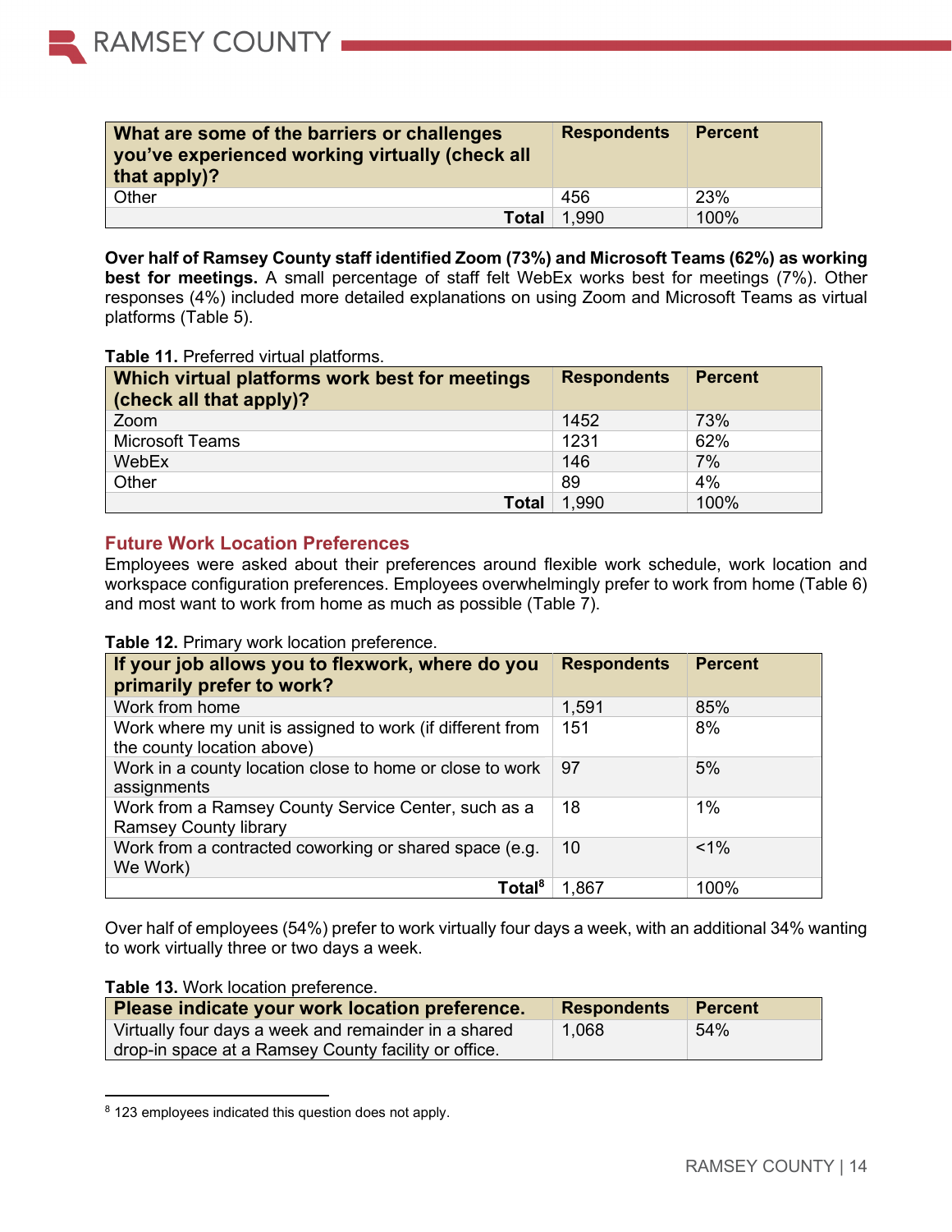| What are some of the barriers or challenges you've experienced working virtually (check all that apply)? | Respondents | Percent |
|---|---|---|
| Other | 456 | 23% |
| **Total** | 1,990 | 100% |

**Over half of Ramsey County staff identified Zoom (73%) and Microsoft Teams (62%) as working best for meetings.** A small percentage of staff felt WebEx works best for meetings (7%). Other responses (4%) included more detailed explanations on using Zoom and Microsoft Teams as virtual platforms (Table 5).

**Table 11.** Preferred virtual platforms.

| Which virtual platforms work best for meetings (check all that apply)? | Respondents | Percent |
|---|---|---|
| Zoom | 1452 | 73% |
| Microsoft Teams | 1231 | 62% |
| WebEx | 146 | 7% |
| Other | 89 | 4% |
| **Total** | 1,990 | 100% |

## Future Work Location Preferences

Employees were asked about their preferences around flexible work schedule, work location and workspace configuration preferences. Employees overwhelmingly prefer to work from home (Table 6) and most want to work from home as much as possible (Table 7).

**Table 12.** Primary work location preference.

| If your job allows you to flexwork, where do you primarily prefer to work? | Respondents | Percent |
|---|---|---|
| Work from home | 1,591 | 85% |
| Work where my unit is assigned to work (if different from the county location above) | 151 | 8% |
| Work in a county location close to home or close to work assignments | 97 | 5% |
| Work from a Ramsey County Service Center, such as a Ramsey County library | 18 | 1% |
| Work from a contracted coworking or shared space (e.g. We Work) | 10 | <1% |
| **Total**[8] | 1,867 | 100% |

Over half of employees (54%) prefer to work virtually four days a week, with an additional 34% wanting to work virtually three or two days a week.

**Table 13.** Work location preference.

| Please indicate your work location preference. | Respondents | Percent |
|---|---|---|
| Virtually four days a week and remainder in a shared drop-in space at a Ramsey County facility or office. | 1,068 | 54% |

[8] 123 employees indicated this question does not apply.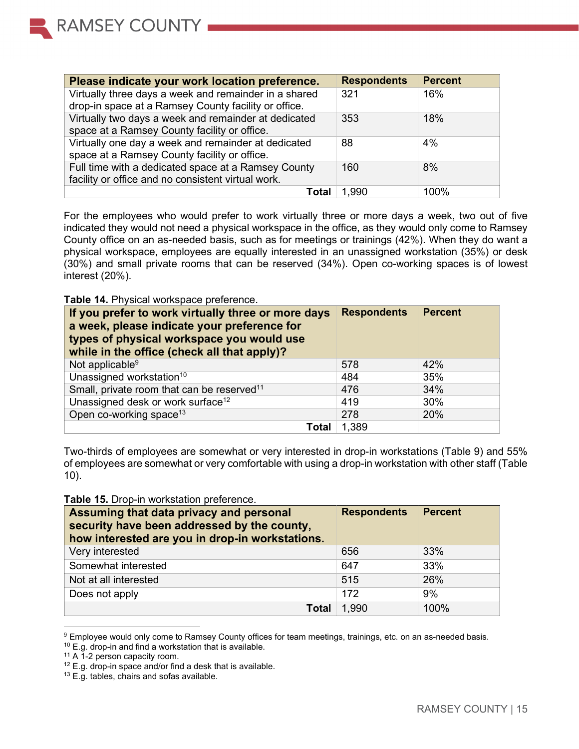| Please indicate your work location preference. | Respondents | Percent |
|---|---|---|
| Virtually three days a week and remainder in a shared drop-in space at a Ramsey County facility or office. | 321 | 16% |
| Virtually two days a week and remainder at dedicated space at a Ramsey County facility or office. | 353 | 18% |
| Virtually one day a week and remainder at dedicated space at a Ramsey County facility or office. | 88 | 4% |
| Full time with a dedicated space at a Ramsey County facility or office and no consistent virtual work. | 160 | 8% |
| **Total** | 1,990 | 100% |

For the employees who would prefer to work virtually three or more days a week, two out of five indicated they would not need a physical workspace in the office, as they would only come to Ramsey County office on an as-needed basis, such as for meetings or trainings (42%). When they do want a physical workspace, employees are equally interested in an unassigned workstation (35%) or desk (30%) and small private rooms that can be reserved (34%). Open co-working spaces is of lowest interest (20%).

**Table 14.** Physical workspace preference.

| If you prefer to work virtually three or more days a week, please indicate your preference for types of physical workspace you would use while in the office (check all that apply)? | Respondents | Percent |
|---|---|---|
| Not applicable[9] | 578 | 42% |
| Unassigned workstation[10] | 484 | 35% |
| Small, private room that can be reserved[11] | 476 | 34% |
| Unassigned desk or work surface[12] | 419 | 30% |
| Open co-working space[13] | 278 | 20% |
| **Total** | 1,389 | |

Two-thirds of employees are somewhat or very interested in drop-in workstations (Table 9) and 55% of employees are somewhat or very comfortable with using a drop-in workstation with other staff (Table 10).

**Table 15.** Drop-in workstation preference.

| Assuming that data privacy and personal security have been addressed by the county, how interested are you in drop-in workstations. | Respondents | Percent |
|---|---|---|
| Very interested | 656 | 33% |
| Somewhat interested | 647 | 33% |
| Not at all interested | 515 | 26% |
| Does not apply | 172 | 9% |
| **Total** | 1,990 | 100% |

[9] Employee would only come to Ramsey County offices for team meetings, trainings, etc. on an as-needed basis.
[10] E.g. drop-in and find a workstation that is available.
[11] A 1-2 person capacity room.
[12] E.g. drop-in space and/or find a desk that is available.
[13] E.g. tables, chairs and sofas available.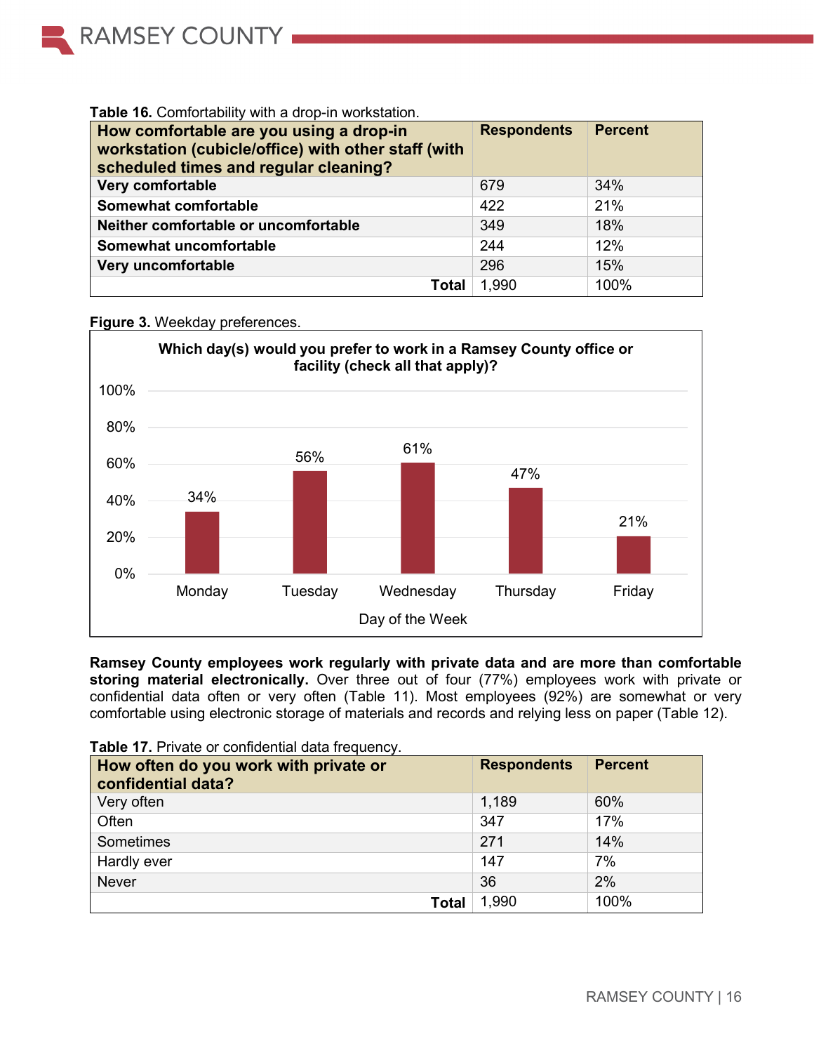**Table 16.** Comfortability with a drop-in workstation.

| How comfortable are you using a drop-in workstation (cubicle/office) with other staff (with scheduled times and regular cleaning? | Respondents | Percent |
|---|---|---|
| **Very comfortable** | 679 | 34% |
| **Somewhat comfortable** | 422 | 21% |
| **Neither comfortable or uncomfortable** | 349 | 18% |
| **Somewhat uncomfortable** | 244 | 12% |
| **Very uncomfortable** | 296 | 15% |
| **Total** | 1,990 | 100% |

**Figure 3.** Weekday preferences.

**Which day(s) would you prefer to work in a Ramsey County office or facility (check all that apply)?**

| Day of the Week | Percent |
|---|---|
| Monday | 34% |
| Tuesday | 56% |
| Wednesday | 61% |
| Thursday | 47% |
| Friday | 21% |

**Ramsey County employees work regularly with private data and are more than comfortable storing material electronically.** Over three out of four (77%) employees work with private or confidential data often or very often (Table 11). Most employees (92%) are somewhat or very comfortable using electronic storage of materials and records and relying less on paper (Table 12).

**Table 17.** Private or confidential data frequency.

| How often do you work with private or confidential data? | Respondents | Percent |
|---|---|---|
| Very often | 1,189 | 60% |
| Often | 347 | 17% |
| Sometimes | 271 | 14% |
| Hardly ever | 147 | 7% |
| Never | 36 | 2% |
| **Total** | 1,990 | 100% |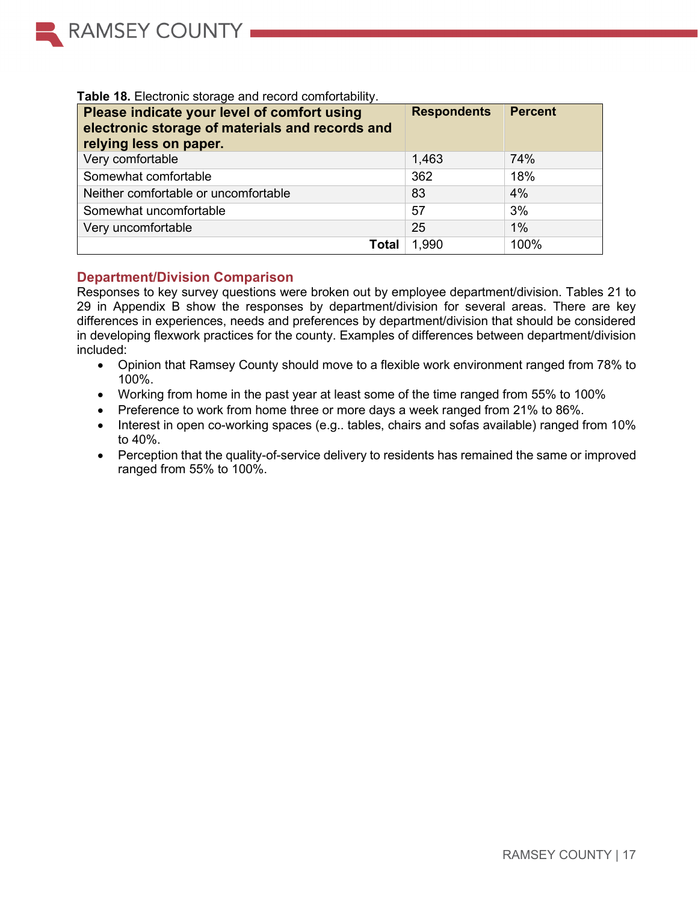**Table 18.** Electronic storage and record comfortability.

| Please indicate your level of comfort using electronic storage of materials and records and relying less on paper. | Respondents | Percent |
|---|---|---|
| Very comfortable | 1,463 | 74% |
| Somewhat comfortable | 362 | 18% |
| Neither comfortable or uncomfortable | 83 | 4% |
| Somewhat uncomfortable | 57 | 3% |
| Very uncomfortable | 25 | 1% |
| **Total** | 1,990 | 100% |

## Department/Division Comparison

Responses to key survey questions were broken out by employee department/division. Tables 21 to 29 in Appendix B show the responses by department/division for several areas. There are key differences in experiences, needs and preferences by department/division that should be considered in developing flexwork practices for the county. Examples of differences between department/division included:

- Opinion that Ramsey County should move to a flexible work environment ranged from 78% to 100%.
- Working from home in the past year at least some of the time ranged from 55% to 100%
- Preference to work from home three or more days a week ranged from 21% to 86%.
- Interest in open co-working spaces (e.g.. tables, chairs and sofas available) ranged from 10% to 40%.
- Perception that the quality-of-service delivery to residents has remained the same or improved ranged from 55% to 100%.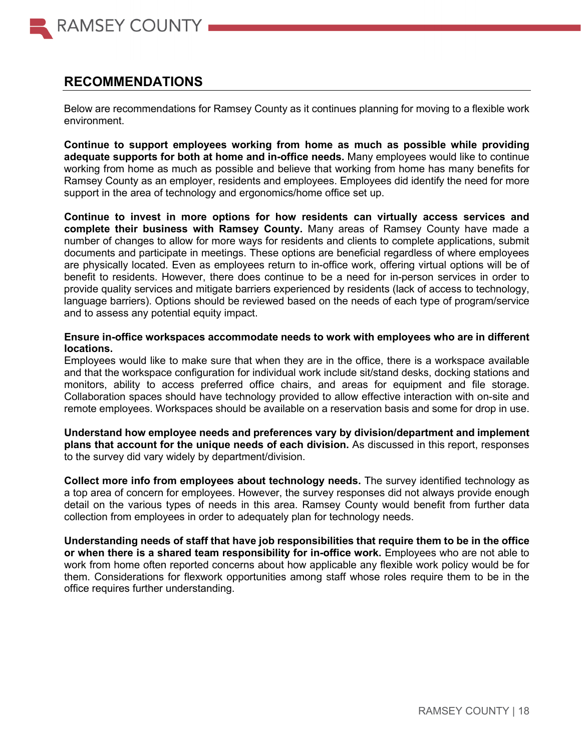## RECOMMENDATIONS

Below are recommendations for Ramsey County as it continues planning for moving to a flexible work environment.

**Continue to support employees working from home as much as possible while providing adequate supports for both at home and in-office needs.** Many employees would like to continue working from home as much as possible and believe that working from home has many benefits for Ramsey County as an employer, residents and employees. Employees did identify the need for more support in the area of technology and ergonomics/home office set up.

**Continue to invest in more options for how residents can virtually access services and complete their business with Ramsey County.** Many areas of Ramsey County have made a number of changes to allow for more ways for residents and clients to complete applications, submit documents and participate in meetings. These options are beneficial regardless of where employees are physically located. Even as employees return to in-office work, offering virtual options will be of benefit to residents. However, there does continue to be a need for in-person services in order to provide quality services and mitigate barriers experienced by residents (lack of access to technology, language barriers). Options should be reviewed based on the needs of each type of program/service and to assess any potential equity impact.

**Ensure in-office workspaces accommodate needs to work with employees who are in different locations.**
Employees would like to make sure that when they are in the office, there is a workspace available and that the workspace configuration for individual work include sit/stand desks, docking stations and monitors, ability to access preferred office chairs, and areas for equipment and file storage. Collaboration spaces should have technology provided to allow effective interaction with on-site and remote employees. Workspaces should be available on a reservation basis and some for drop in use.

**Understand how employee needs and preferences vary by division/department and implement plans that account for the unique needs of each division.** As discussed in this report, responses to the survey did vary widely by department/division.

**Collect more info from employees about technology needs.** The survey identified technology as a top area of concern for employees. However, the survey responses did not always provide enough detail on the various types of needs in this area. Ramsey County would benefit from further data collection from employees in order to adequately plan for technology needs.

**Understanding needs of staff that have job responsibilities that require them to be in the office or when there is a shared team responsibility for in-office work.** Employees who are not able to work from home often reported concerns about how applicable any flexible work policy would be for them. Considerations for flexwork opportunities among staff whose roles require them to be in the office requires further understanding.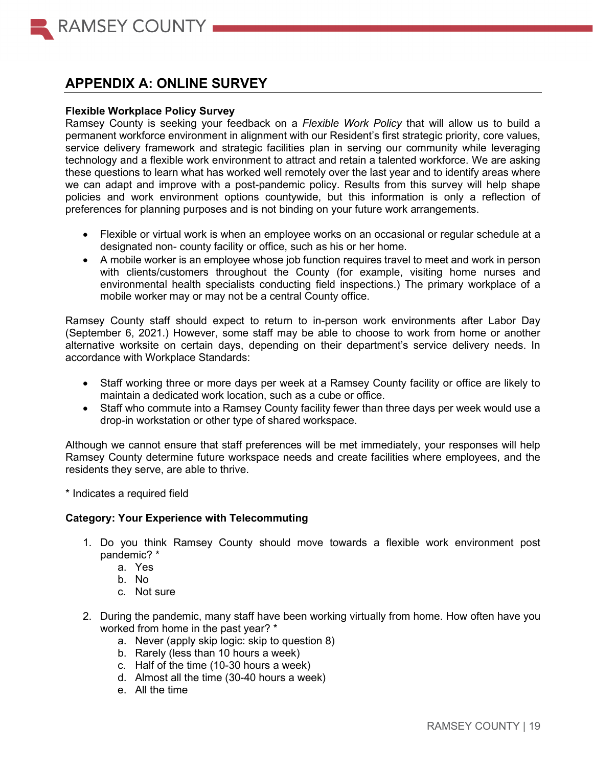## APPENDIX A: ONLINE SURVEY

**Flexible Workplace Policy Survey**

Ramsey County is seeking your feedback on a *Flexible Work Policy* that will allow us to build a permanent workforce environment in alignment with our Resident's first strategic priority, core values, service delivery framework and strategic facilities plan in serving our community while leveraging technology and a flexible work environment to attract and retain a talented workforce. We are asking these questions to learn what has worked well remotely over the last year and to identify areas where we can adapt and improve with a post-pandemic policy. Results from this survey will help shape policies and work environment options countywide, but this information is only a reflection of preferences for planning purposes and is not binding on your future work arrangements.

- Flexible or virtual work is when an employee works on an occasional or regular schedule at a designated non- county facility or office, such as his or her home.
- A mobile worker is an employee whose job function requires travel to meet and work in person with clients/customers throughout the County (for example, visiting home nurses and environmental health specialists conducting field inspections.) The primary workplace of a mobile worker may or may not be a central County office.

Ramsey County staff should expect to return to in-person work environments after Labor Day (September 6, 2021.) However, some staff may be able to choose to work from home or another alternative worksite on certain days, depending on their department's service delivery needs. In accordance with Workplace Standards:

- Staff working three or more days per week at a Ramsey County facility or office are likely to maintain a dedicated work location, such as a cube or office.
- Staff who commute into a Ramsey County facility fewer than three days per week would use a drop-in workstation or other type of shared workspace.

Although we cannot ensure that staff preferences will be met immediately, your responses will help Ramsey County determine future workspace needs and create facilities where employees, and the residents they serve, are able to thrive.

* Indicates a required field

**Category: Your Experience with Telecommuting**

1. Do you think Ramsey County should move towards a flexible work environment post pandemic? *
   a. Yes
   b. No
   c. Not sure

2. During the pandemic, many staff have been working virtually from home. How often have you worked from home in the past year? *
   a. Never (apply skip logic: skip to question 8)
   b. Rarely (less than 10 hours a week)
   c. Half of the time (10-30 hours a week)
   d. Almost all the time (30-40 hours a week)
   e. All the time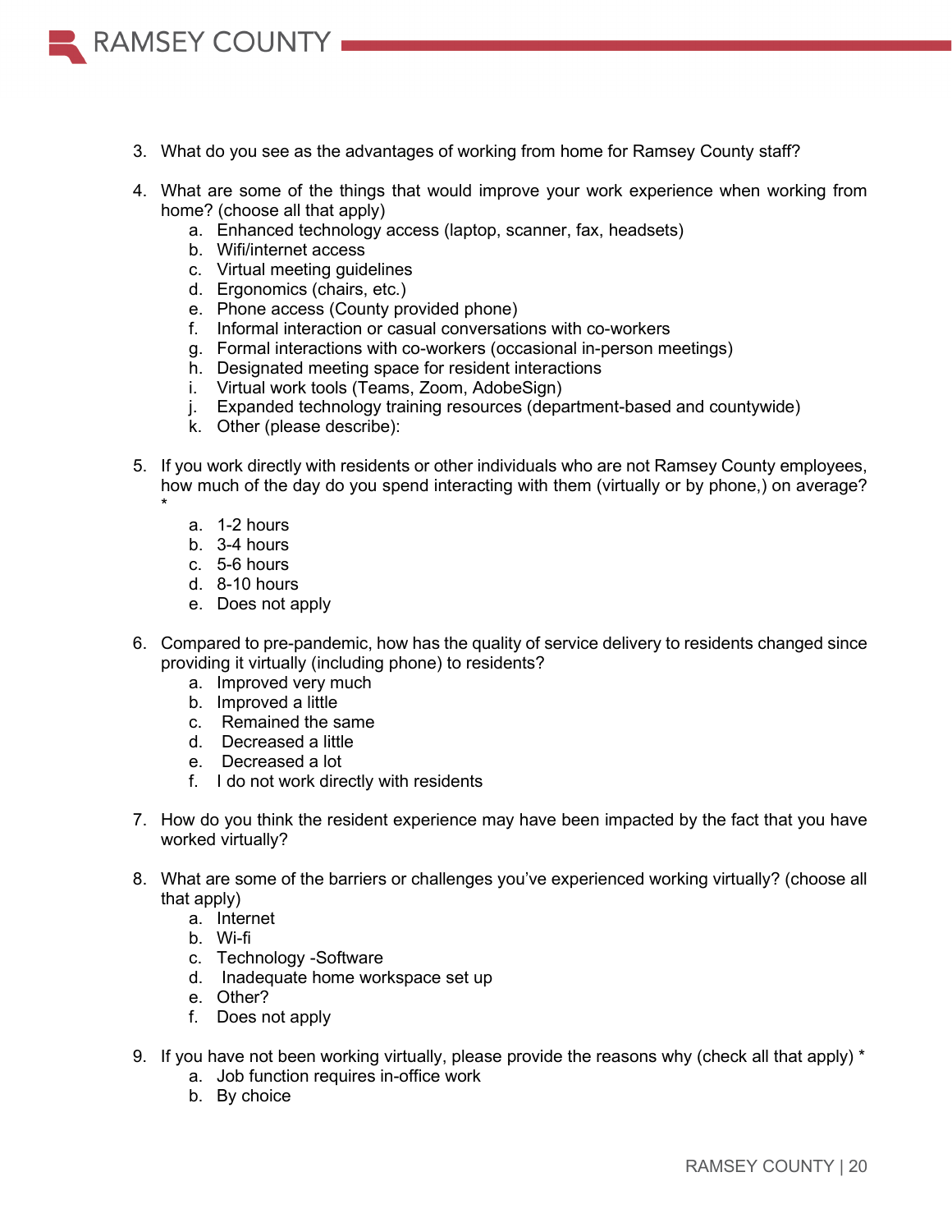3. What do you see as the advantages of working from home for Ramsey County staff?

4. What are some of the things that would improve your work experience when working from home? (choose all that apply)
   a. Enhanced technology access (laptop, scanner, fax, headsets)
   b. Wifi/internet access
   c. Virtual meeting guidelines
   d. Ergonomics (chairs, etc.)
   e. Phone access (County provided phone)
   f. Informal interaction or casual conversations with co-workers
   g. Formal interactions with co-workers (occasional in-person meetings)
   h. Designated meeting space for resident interactions
   i. Virtual work tools (Teams, Zoom, AdobeSign)
   j. Expanded technology training resources (department-based and countywide)
   k. Other (please describe):

5. If you work directly with residents or other individuals who are not Ramsey County employees, how much of the day do you spend interacting with them (virtually or by phone,) on average? *
   a. 1-2 hours
   b. 3-4 hours
   c. 5-6 hours
   d. 8-10 hours
   e. Does not apply

6. Compared to pre-pandemic, how has the quality of service delivery to residents changed since providing it virtually (including phone) to residents?
   a. Improved very much
   b. Improved a little
   c. Remained the same
   d. Decreased a little
   e. Decreased a lot
   f. I do not work directly with residents

7. How do you think the resident experience may have been impacted by the fact that you have worked virtually?

8. What are some of the barriers or challenges you've experienced working virtually? (choose all that apply)
   a. Internet
   b. Wi-fi
   c. Technology -Software
   d. Inadequate home workspace set up
   e. Other?
   f. Does not apply

9. If you have not been working virtually, please provide the reasons why (check all that apply) *
   a. Job function requires in-office work
   b. By choice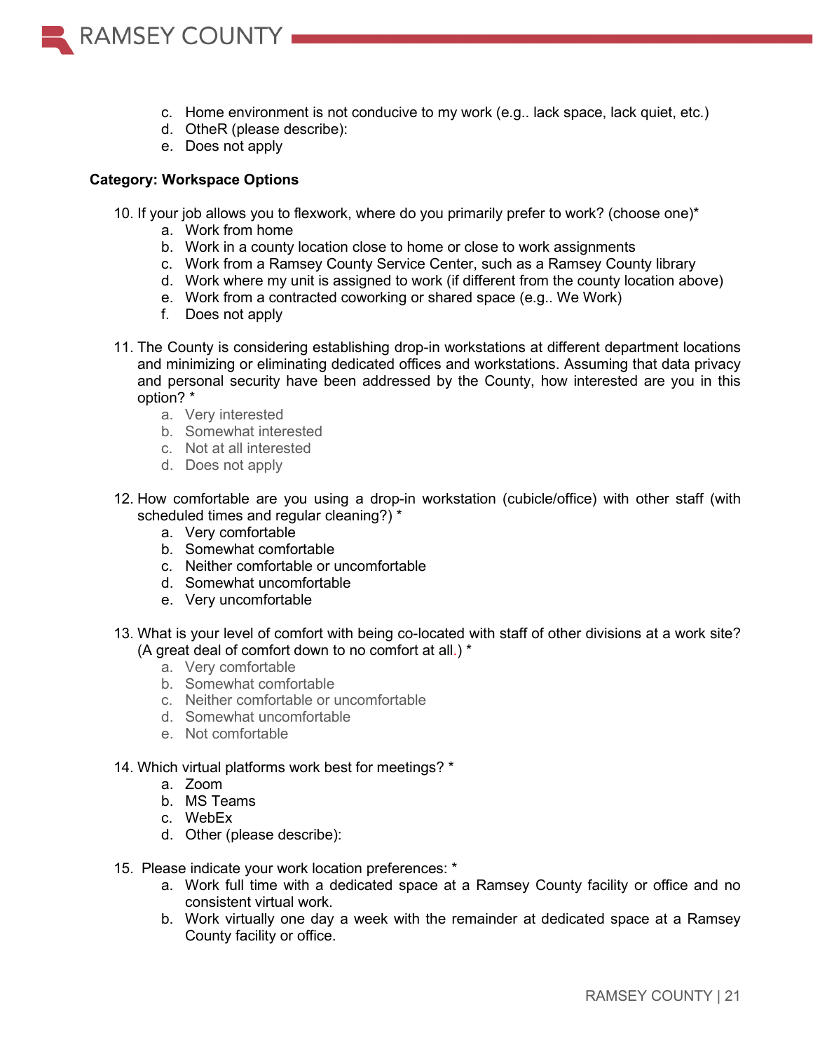c. Home environment is not conducive to my work (e.g.. lack space, lack quiet, etc.)
d. OtheR (please describe):
e. Does not apply

**Category: Workspace Options**

10. If your job allows you to flexwork, where do you primarily prefer to work? (choose one)*
    a. Work from home
    b. Work in a county location close to home or close to work assignments
    c. Work from a Ramsey County Service Center, such as a Ramsey County library
    d. Work where my unit is assigned to work (if different from the county location above)
    e. Work from a contracted coworking or shared space (e.g.. We Work)
    f. Does not apply

11. The County is considering establishing drop-in workstations at different department locations and minimizing or eliminating dedicated offices and workstations. Assuming that data privacy and personal security have been addressed by the County, how interested are you in this option? *
    a. Very interested
    b. Somewhat interested
    c. Not at all interested
    d. Does not apply

12. How comfortable are you using a drop-in workstation (cubicle/office) with other staff (with scheduled times and regular cleaning?) *
    a. Very comfortable
    b. Somewhat comfortable
    c. Neither comfortable or uncomfortable
    d. Somewhat uncomfortable
    e. Very uncomfortable

13. What is your level of comfort with being co-located with staff of other divisions at a work site? (A great deal of comfort down to no comfort at all.) *
    a. Very comfortable
    b. Somewhat comfortable
    c. Neither comfortable or uncomfortable
    d. Somewhat uncomfortable
    e. Not comfortable

14. Which virtual platforms work best for meetings? *
    a. Zoom
    b. MS Teams
    c. WebEx
    d. Other (please describe):

15. Please indicate your work location preferences: *
    a. Work full time with a dedicated space at a Ramsey County facility or office and no consistent virtual work.
    b. Work virtually one day a week with the remainder at dedicated space at a Ramsey County facility or office.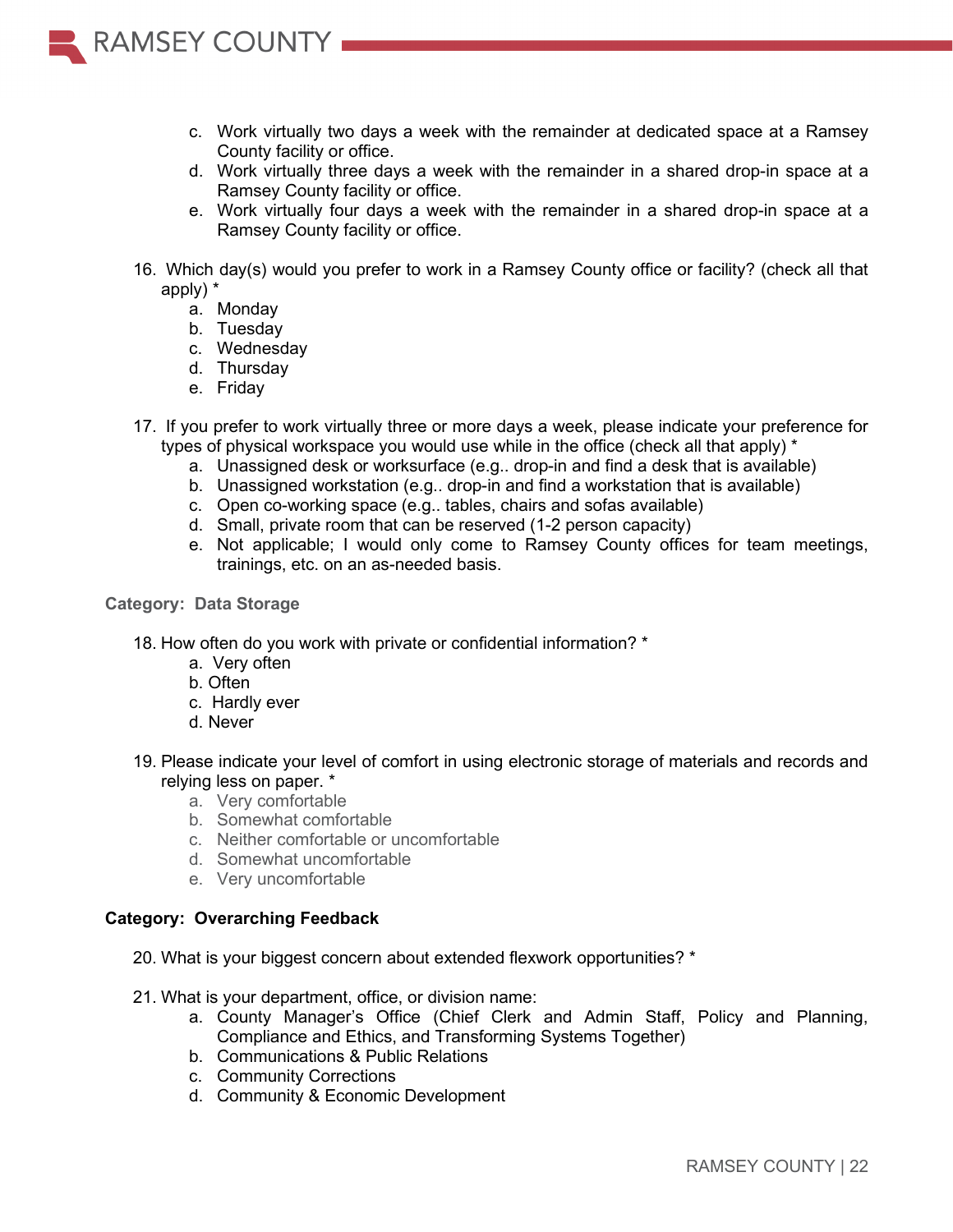c. Work virtually two days a week with the remainder at dedicated space at a Ramsey County facility or office.
d. Work virtually three days a week with the remainder in a shared drop-in space at a Ramsey County facility or office.
e. Work virtually four days a week with the remainder in a shared drop-in space at a Ramsey County facility or office.

16. Which day(s) would you prefer to work in a Ramsey County office or facility? (check all that apply) *
    a. Monday
    b. Tuesday
    c. Wednesday
    d. Thursday
    e. Friday

17. If you prefer to work virtually three or more days a week, please indicate your preference for types of physical workspace you would use while in the office (check all that apply) *
    a. Unassigned desk or worksurface (e.g.. drop-in and find a desk that is available)
    b. Unassigned workstation (e.g.. drop-in and find a workstation that is available)
    c. Open co-working space (e.g.. tables, chairs and sofas available)
    d. Small, private room that can be reserved (1-2 person capacity)
    e. Not applicable; I would only come to Ramsey County offices for team meetings, trainings, etc. on an as-needed basis.

**Category: Data Storage**

18. How often do you work with private or confidential information? *
    a. Very often
    b. Often
    c. Hardly ever
    d. Never

19. Please indicate your level of comfort in using electronic storage of materials and records and relying less on paper. *
    a. Very comfortable
    b. Somewhat comfortable
    c. Neither comfortable or uncomfortable
    d. Somewhat uncomfortable
    e. Very uncomfortable

**Category: Overarching Feedback**

20. What is your biggest concern about extended flexwork opportunities? *

21. What is your department, office, or division name:
    a. County Manager's Office (Chief Clerk and Admin Staff, Policy and Planning, Compliance and Ethics, and Transforming Systems Together)
    b. Communications & Public Relations
    c. Community Corrections
    d. Community & Economic Development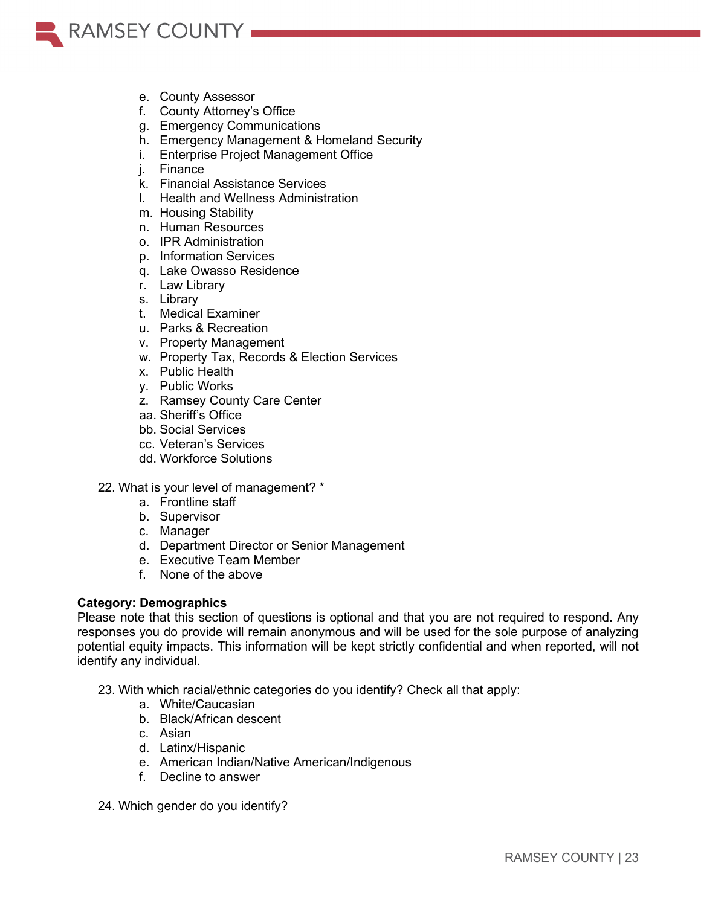e. County Assessor
    f. County Attorney's Office
    g. Emergency Communications
    h. Emergency Management & Homeland Security
    i. Enterprise Project Management Office
    j. Finance
    k. Financial Assistance Services
    l. Health and Wellness Administration
    m. Housing Stability
    n. Human Resources
    o. IPR Administration
    p. Information Services
    q. Lake Owasso Residence
    r. Law Library
    s. Library
    t. Medical Examiner
    u. Parks & Recreation
    v. Property Management
    w. Property Tax, Records & Election Services
    x. Public Health
    y. Public Works
    z. Ramsey County Care Center
    aa. Sheriff's Office
    bb. Social Services
    cc. Veteran's Services
    dd. Workforce Solutions

22. What is your level of management? *
    a. Frontline staff
    b. Supervisor
    c. Manager
    d. Department Director or Senior Management
    e. Executive Team Member
    f. None of the above

**Category: Demographics**

Please note that this section of questions is optional and that you are not required to respond. Any responses you do provide will remain anonymous and will be used for the sole purpose of analyzing potential equity impacts. This information will be kept strictly confidential and when reported, will not identify any individual.

23. With which racial/ethnic categories do you identify? Check all that apply:
    a. White/Caucasian
    b. Black/African descent
    c. Asian
    d. Latinx/Hispanic
    e. American Indian/Native American/Indigenous
    f. Decline to answer

24. Which gender do you identify?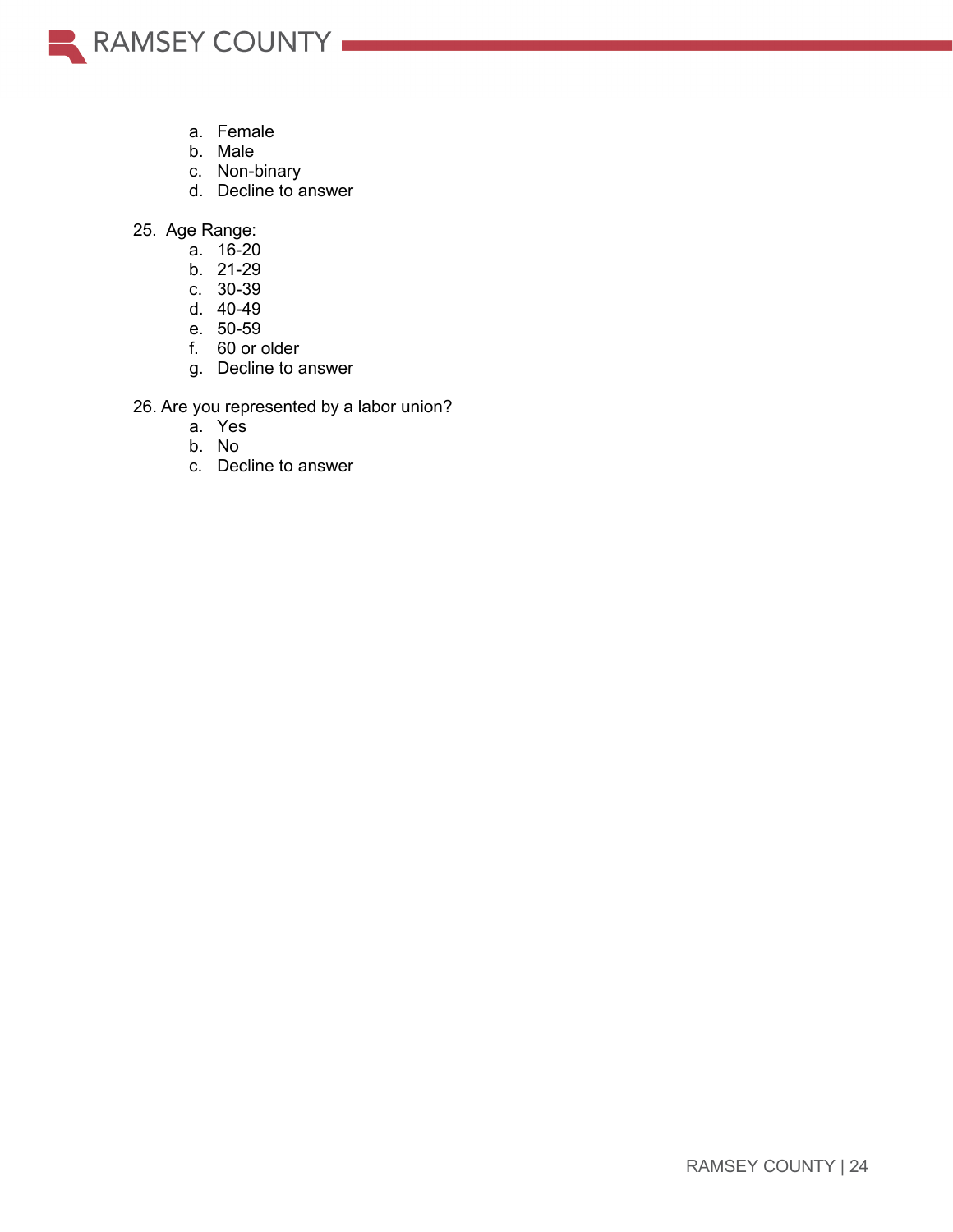a. Female
   b. Male
   c. Non-binary
   d. Decline to answer

25. Age Range:
   a. 16-20
   b. 21-29
   c. 30-39
   d. 40-49
   e. 50-59
   f. 60 or older
   g. Decline to answer

26. Are you represented by a labor union?
   a. Yes
   b. No
   c. Decline to answer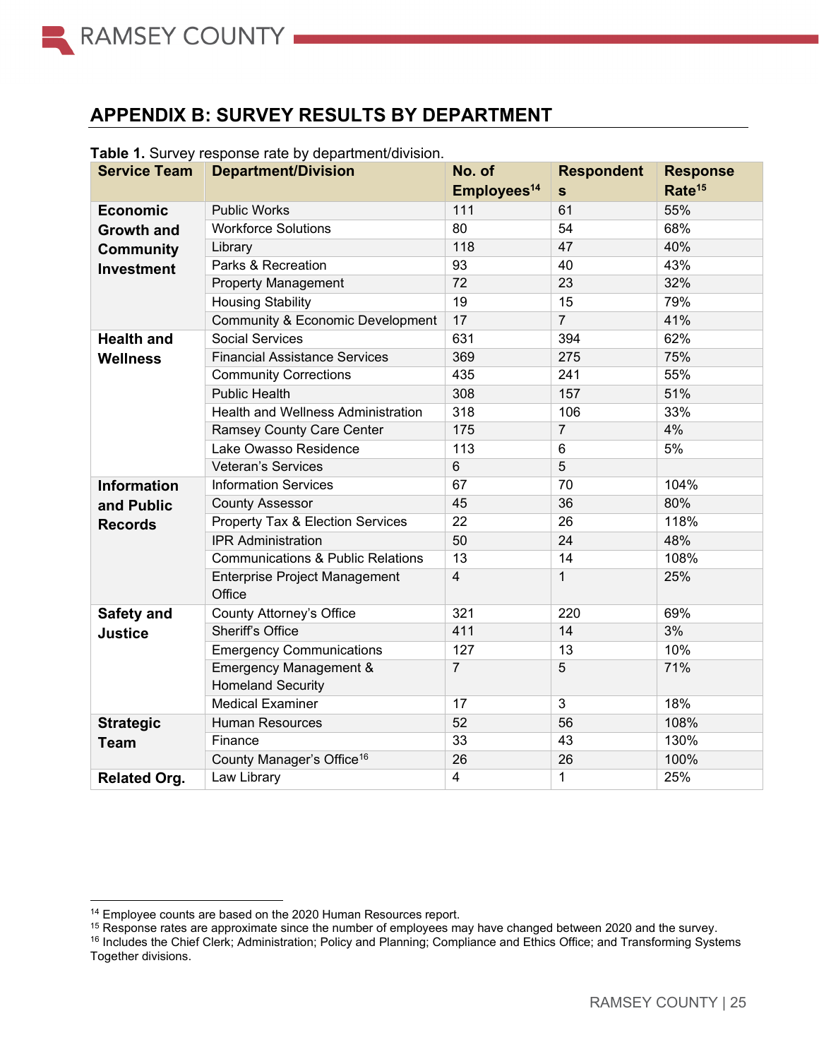## APPENDIX B: SURVEY RESULTS BY DEPARTMENT

**Table 1.** Survey response rate by department/division.

| Service Team | Department/Division | No. of Employees[14] | Respondents | Response Rate[15] |
|---|---|---|---|---|
| **Economic Growth and Community Investment** | Public Works | 111 | 61 | 55% |
| | Workforce Solutions | 80 | 54 | 68% |
| | Library | 118 | 47 | 40% |
| | Parks & Recreation | 93 | 40 | 43% |
| | Property Management | 72 | 23 | 32% |
| | Housing Stability | 19 | 15 | 79% |
| | Community & Economic Development | 17 | 7 | 41% |
| **Health and Wellness** | Social Services | 631 | 394 | 62% |
| | Financial Assistance Services | 369 | 275 | 75% |
| | Community Corrections | 435 | 241 | 55% |
| | Public Health | 308 | 157 | 51% |
| | Health and Wellness Administration | 318 | 106 | 33% |
| | Ramsey County Care Center | 175 | 7 | 4% |
| | Lake Owasso Residence | 113 | 6 | 5% |
| | Veteran's Services | 6 | 5 | |
| **Information and Public Records** | Information Services | 67 | 70 | 104% |
| | County Assessor | 45 | 36 | 80% |
| | Property Tax & Election Services | 22 | 26 | 118% |
| | IPR Administration | 50 | 24 | 48% |
| | Communications & Public Relations | 13 | 14 | 108% |
| | Enterprise Project Management Office | 4 | 1 | 25% |
| **Safety and Justice** | County Attorney's Office | 321 | 220 | 69% |
| | Sheriff's Office | 411 | 14 | 3% |
| | Emergency Communications | 127 | 13 | 10% |
| | Emergency Management & Homeland Security | 7 | 5 | 71% |
| | Medical Examiner | 17 | 3 | 18% |
| **Strategic Team** | Human Resources | 52 | 56 | 108% |
| | Finance | 33 | 43 | 130% |
| | County Manager's Office[16] | 26 | 26 | 100% |
| **Related Org.** | Law Library | 4 | 1 | 25% |

[14] Employee counts are based on the 2020 Human Resources report.
[15] Response rates are approximate since the number of employees may have changed between 2020 and the survey.
[16] Includes the Chief Clerk; Administration; Policy and Planning; Compliance and Ethics Office; and Transforming Systems Together divisions.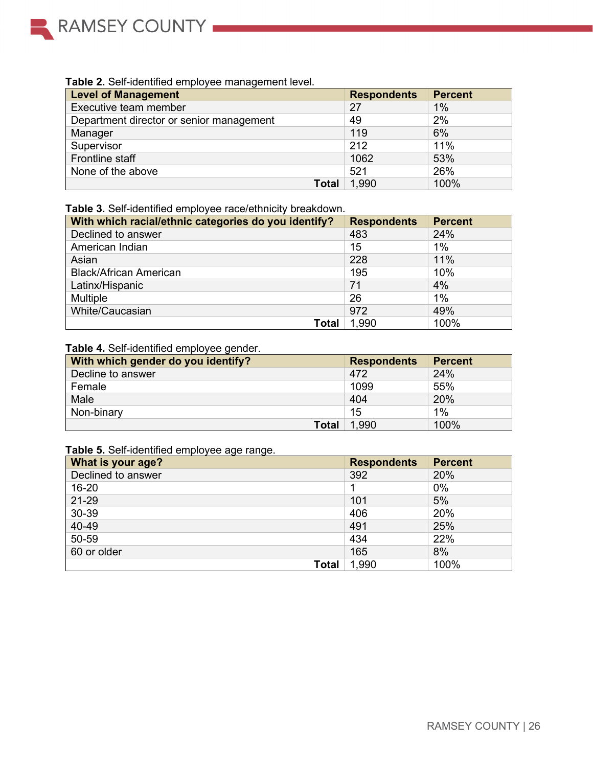**Table 2.** Self-identified employee management level.

| Level of Management | Respondents | Percent |
|---|---|---|
| Executive team member | 27 | 1% |
| Department director or senior management | 49 | 2% |
| Manager | 119 | 6% |
| Supervisor | 212 | 11% |
| Frontline staff | 1062 | 53% |
| None of the above | 521 | 26% |
| **Total** | 1,990 | 100% |

**Table 3.** Self-identified employee race/ethnicity breakdown.

| With which racial/ethnic categories do you identify? | Respondents | Percent |
|---|---|---|
| Declined to answer | 483 | 24% |
| American Indian | 15 | 1% |
| Asian | 228 | 11% |
| Black/African American | 195 | 10% |
| Latinx/Hispanic | 71 | 4% |
| Multiple | 26 | 1% |
| White/Caucasian | 972 | 49% |
| **Total** | 1,990 | 100% |

**Table 4.** Self-identified employee gender.

| With which gender do you identify? | Respondents | Percent |
|---|---|---|
| Decline to answer | 472 | 24% |
| Female | 1099 | 55% |
| Male | 404 | 20% |
| Non-binary | 15 | 1% |
| **Total** | 1,990 | 100% |

**Table 5.** Self-identified employee age range.

| What is your age? | Respondents | Percent |
|---|---|---|
| Declined to answer | 392 | 20% |
| 16-20 | 1 | 0% |
| 21-29 | 101 | 5% |
| 30-39 | 406 | 20% |
| 40-49 | 491 | 25% |
| 50-59 | 434 | 22% |
| 60 or older | 165 | 8% |
| **Total** | 1,990 | 100% |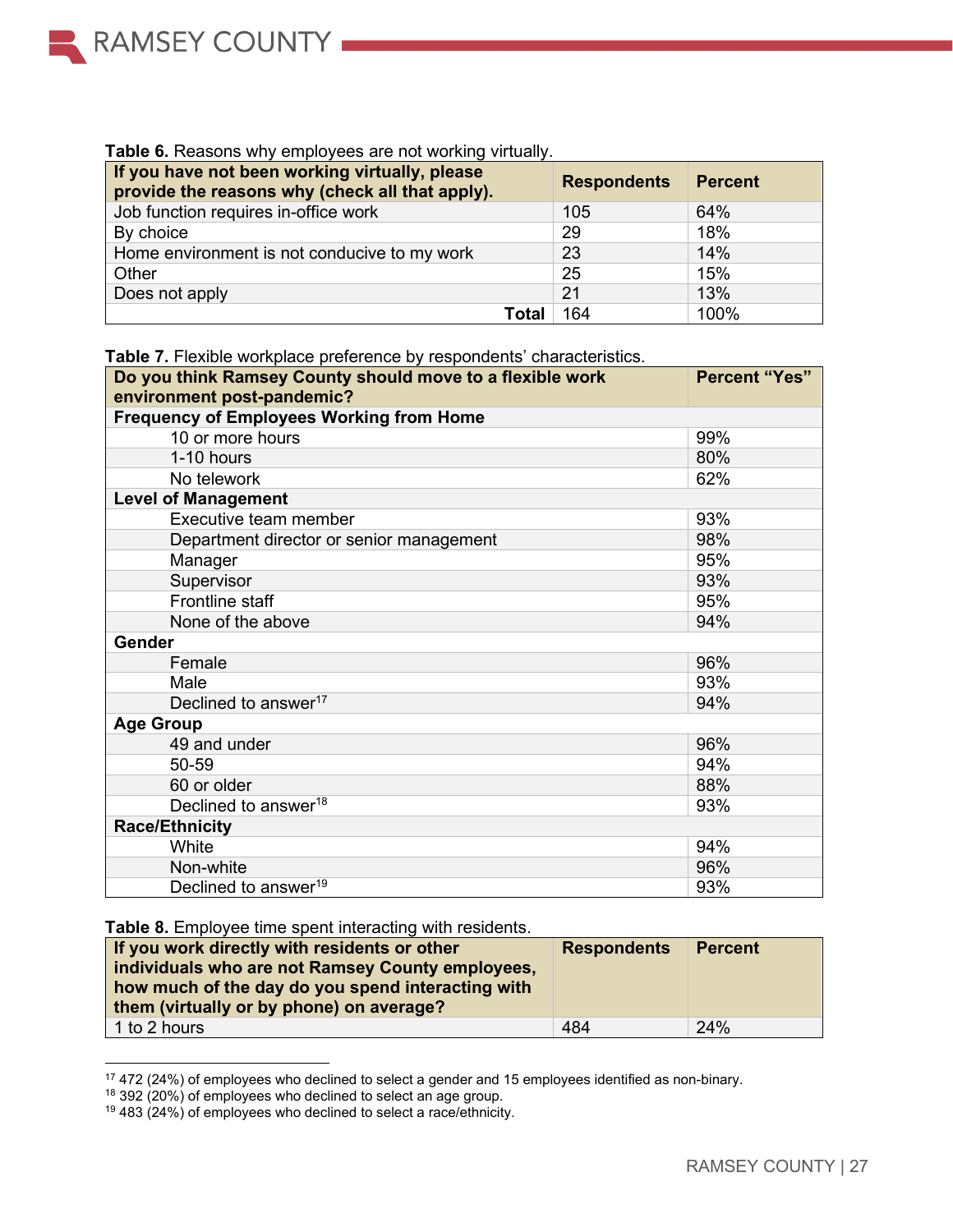**Table 6.** Reasons why employees are not working virtually.

| If you have not been working virtually, please provide the reasons why (check all that apply). | Respondents | Percent |
|---|---|---|
| Job function requires in-office work | 105 | 64% |
| By choice | 29 | 18% |
| Home environment is not conducive to my work | 23 | 14% |
| Other | 25 | 15% |
| Does not apply | 21 | 13% |
| **Total** | 164 | 100% |

**Table 7.** Flexible workplace preference by respondents' characteristics.

| Do you think Ramsey County should move to a flexible work environment post-pandemic? | Percent "Yes" |
|---|---|
| **Frequency of Employees Working from Home** | |
| 10 or more hours | 99% |
| 1-10 hours | 80% |
| No telework | 62% |
| **Level of Management** | |
| Executive team member | 93% |
| Department director or senior management | 98% |
| Manager | 95% |
| Supervisor | 93% |
| Frontline staff | 95% |
| None of the above | 94% |
| **Gender** | |
| Female | 96% |
| Male | 93% |
| Declined to answer[17] | 94% |
| **Age Group** | |
| 49 and under | 96% |
| 50-59 | 94% |
| 60 or older | 88% |
| Declined to answer[18] | 93% |
| **Race/Ethnicity** | |
| White | 94% |
| Non-white | 96% |
| Declined to answer[19] | 93% |

**Table 8.** Employee time spent interacting with residents.

| If you work directly with residents or other individuals who are not Ramsey County employees, how much of the day do you spend interacting with them (virtually or by phone) on average? | Respondents | Percent |
|---|---|---|
| 1 to 2 hours | 484 | 24% |

[17] 472 (24%) of employees who declined to select a gender and 15 employees identified as non-binary.
[18] 392 (20%) of employees who declined to select an age group.
[19] 483 (24%) of employees who declined to select a race/ethnicity.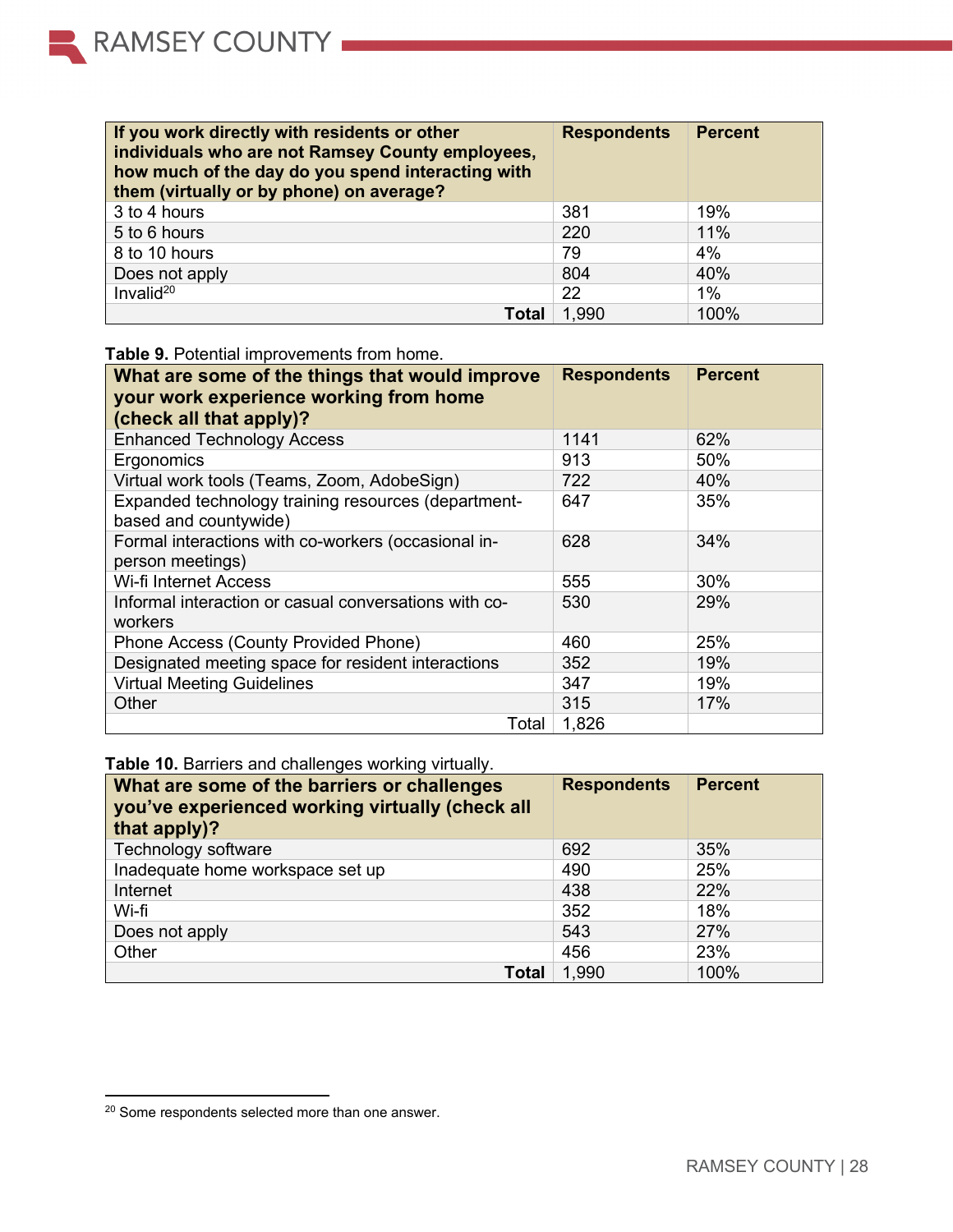| If you work directly with residents or other individuals who are not Ramsey County employees, how much of the day do you spend interacting with them (virtually or by phone) on average? | Respondents | Percent |
|---|---|---|
| 3 to 4 hours | 381 | 19% |
| 5 to 6 hours | 220 | 11% |
| 8 to 10 hours | 79 | 4% |
| Does not apply | 804 | 40% |
| Invalid[20] | 22 | 1% |
| **Total** | 1,990 | 100% |

**Table 9.** Potential improvements from home.

| What are some of the things that would improve your work experience working from home (check all that apply)? | Respondents | Percent |
|---|---|---|
| Enhanced Technology Access | 1141 | 62% |
| Ergonomics | 913 | 50% |
| Virtual work tools (Teams, Zoom, AdobeSign) | 722 | 40% |
| Expanded technology training resources (department-based and countywide) | 647 | 35% |
| Formal interactions with co-workers (occasional in-person meetings) | 628 | 34% |
| Wi-fi Internet Access | 555 | 30% |
| Informal interaction or casual conversations with co-workers | 530 | 29% |
| Phone Access (County Provided Phone) | 460 | 25% |
| Designated meeting space for resident interactions | 352 | 19% |
| Virtual Meeting Guidelines | 347 | 19% |
| Other | 315 | 17% |
| Total | 1,826 | |

**Table 10.** Barriers and challenges working virtually.

| What are some of the barriers or challenges you've experienced working virtually (check all that apply)? | Respondents | Percent |
|---|---|---|
| Technology software | 692 | 35% |
| Inadequate home workspace set up | 490 | 25% |
| Internet | 438 | 22% |
| Wi-fi | 352 | 18% |
| Does not apply | 543 | 27% |
| Other | 456 | 23% |
| **Total** | 1,990 | 100% |

[20] Some respondents selected more than one answer.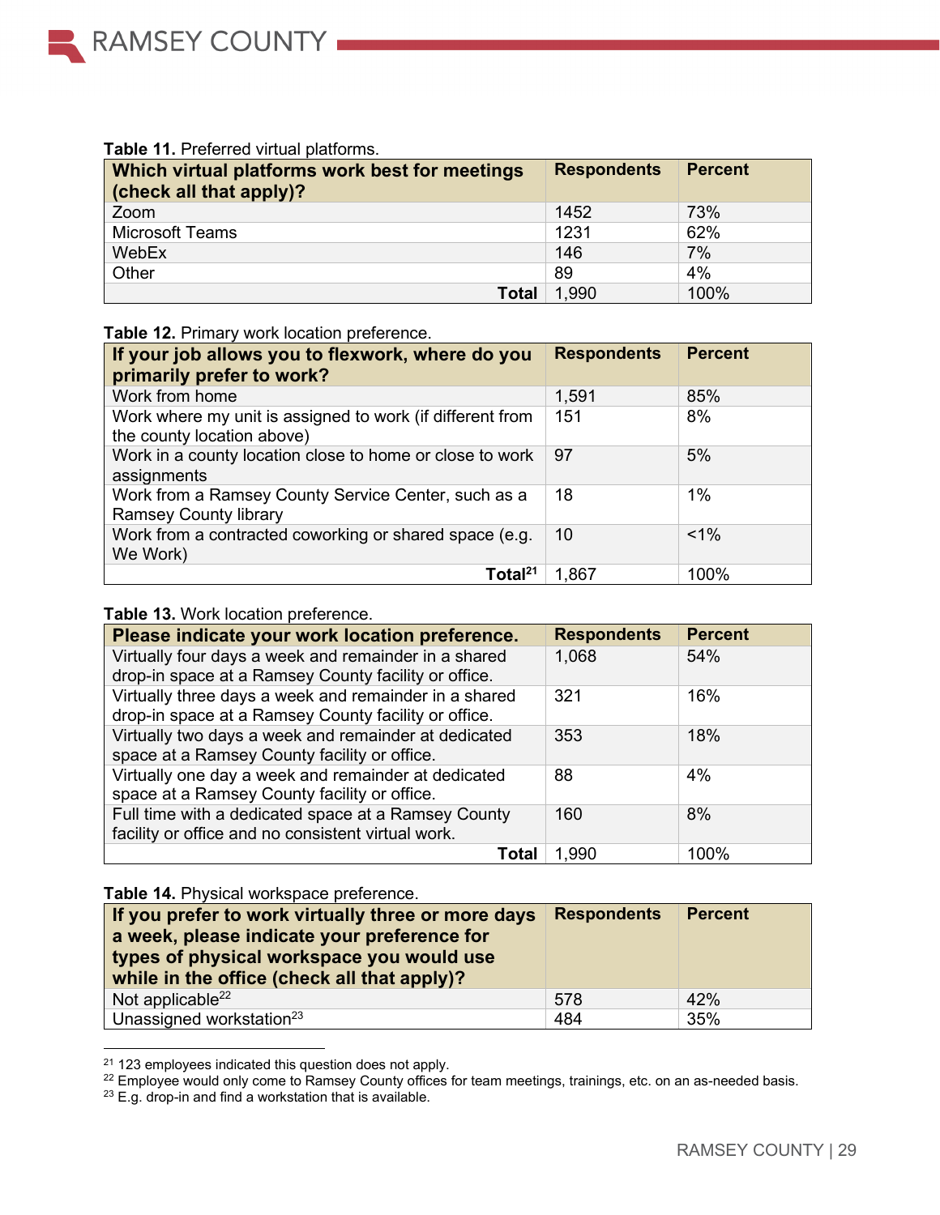**Table 11.** Preferred virtual platforms.

| Which virtual platforms work best for meetings (check all that apply)? | Respondents | Percent |
|---|---|---|
| Zoom | 1452 | 73% |
| Microsoft Teams | 1231 | 62% |
| WebEx | 146 | 7% |
| Other | 89 | 4% |
| **Total** | 1,990 | 100% |

**Table 12.** Primary work location preference.

| If your job allows you to flexwork, where do you primarily prefer to work? | Respondents | Percent |
|---|---|---|
| Work from home | 1,591 | 85% |
| Work where my unit is assigned to work (if different from the county location above) | 151 | 8% |
| Work in a county location close to home or close to work assignments | 97 | 5% |
| Work from a Ramsey County Service Center, such as a Ramsey County library | 18 | 1% |
| Work from a contracted coworking or shared space (e.g. We Work) | 10 | <1% |
| **Total**[21] | 1,867 | 100% |

**Table 13.** Work location preference.

| Please indicate your work location preference. | Respondents | Percent |
|---|---|---|
| Virtually four days a week and remainder in a shared drop-in space at a Ramsey County facility or office. | 1,068 | 54% |
| Virtually three days a week and remainder in a shared drop-in space at a Ramsey County facility or office. | 321 | 16% |
| Virtually two days a week and remainder at dedicated space at a Ramsey County facility or office. | 353 | 18% |
| Virtually one day a week and remainder at dedicated space at a Ramsey County facility or office. | 88 | 4% |
| Full time with a dedicated space at a Ramsey County facility or office and no consistent virtual work. | 160 | 8% |
| **Total** | 1,990 | 100% |

**Table 14.** Physical workspace preference.

| If you prefer to work virtually three or more days a week, please indicate your preference for types of physical workspace you would use while in the office (check all that apply)? | Respondents | Percent |
|---|---|---|
| Not applicable[22] | 578 | 42% |
| Unassigned workstation[23] | 484 | 35% |

[21] 123 employees indicated this question does not apply.
[22] Employee would only come to Ramsey County offices for team meetings, trainings, etc. on an as-needed basis.
[23] E.g. drop-in and find a workstation that is available.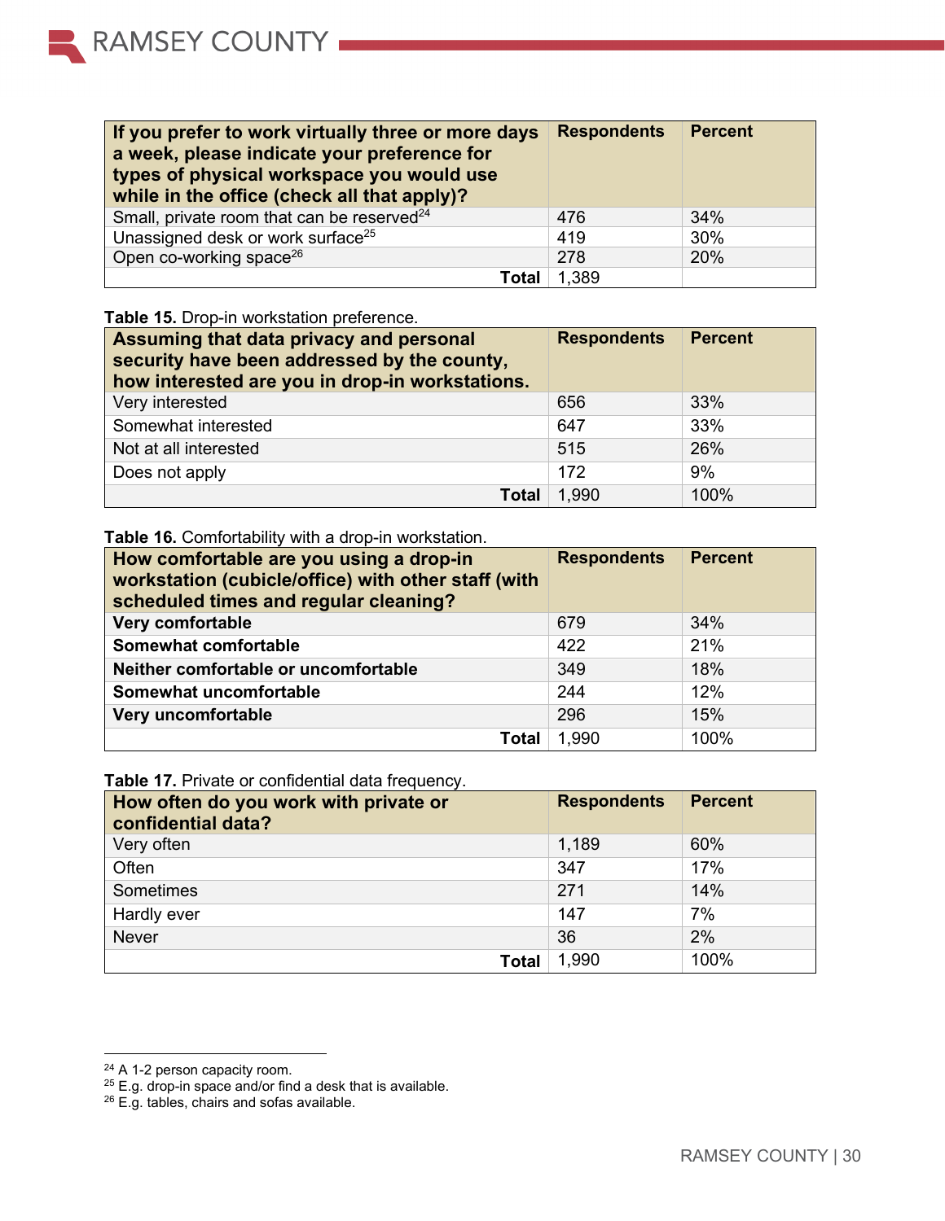| If you prefer to work virtually three or more days a week, please indicate your preference for types of physical workspace you would use while in the office (check all that apply)? | Respondents | Percent |
|---|---|---|
| Small, private room that can be reserved[24] | 476 | 34% |
| Unassigned desk or work surface[25] | 419 | 30% |
| Open co-working space[26] | 278 | 20% |
| **Total** | 1,389 | |

**Table 15.** Drop-in workstation preference.

| Assuming that data privacy and personal security have been addressed by the county, how interested are you in drop-in workstations. | Respondents | Percent |
|---|---|---|
| Very interested | 656 | 33% |
| Somewhat interested | 647 | 33% |
| Not at all interested | 515 | 26% |
| Does not apply | 172 | 9% |
| **Total** | 1,990 | 100% |

**Table 16.** Comfortability with a drop-in workstation.

| How comfortable are you using a drop-in workstation (cubicle/office) with other staff (with scheduled times and regular cleaning? | Respondents | Percent |
|---|---|---|
| **Very comfortable** | 679 | 34% |
| **Somewhat comfortable** | 422 | 21% |
| **Neither comfortable or uncomfortable** | 349 | 18% |
| **Somewhat uncomfortable** | 244 | 12% |
| **Very uncomfortable** | 296 | 15% |
| **Total** | 1,990 | 100% |

**Table 17.** Private or confidential data frequency.

| How often do you work with private or confidential data? | Respondents | Percent |
|---|---|---|
| Very often | 1,189 | 60% |
| Often | 347 | 17% |
| Sometimes | 271 | 14% |
| Hardly ever | 147 | 7% |
| Never | 36 | 2% |
| **Total** | 1,990 | 100% |

[24] A 1-2 person capacity room.
[25] E.g. drop-in space and/or find a desk that is available.
[26] E.g. tables, chairs and sofas available.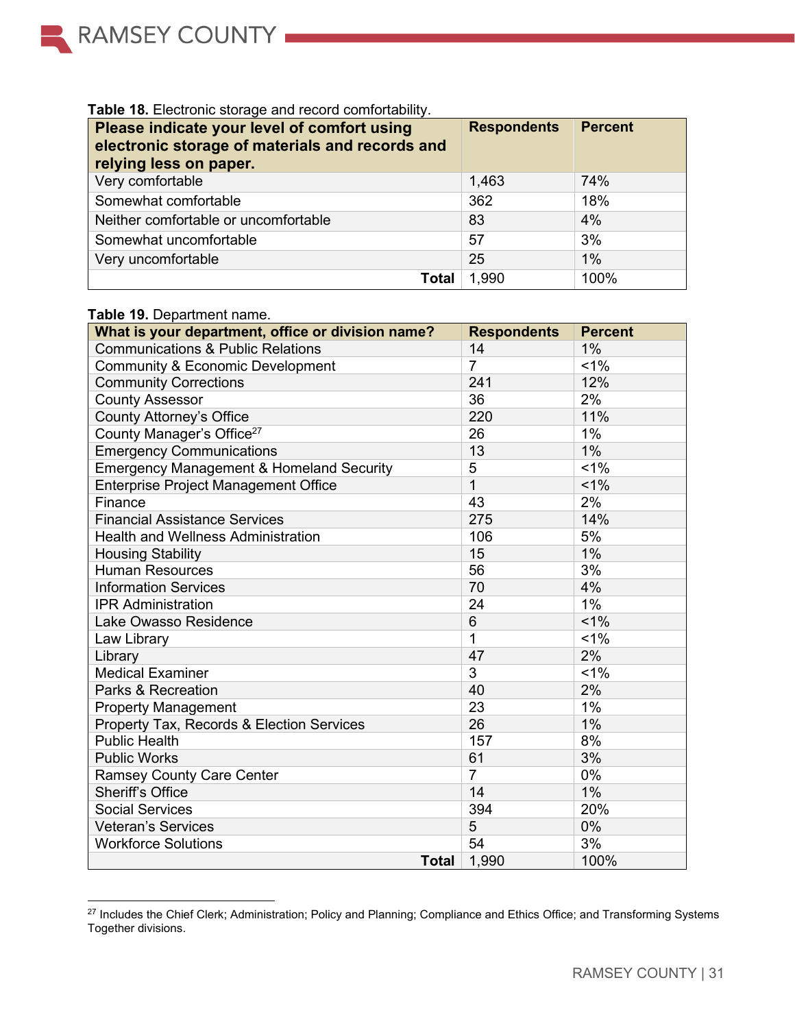**Table 18.** Electronic storage and record comfortability.

| Please indicate your level of comfort using electronic storage of materials and records and relying less on paper. | Respondents | Percent |
|---|---|---|
| Very comfortable | 1,463 | 74% |
| Somewhat comfortable | 362 | 18% |
| Neither comfortable or uncomfortable | 83 | 4% |
| Somewhat uncomfortable | 57 | 3% |
| Very uncomfortable | 25 | 1% |
| **Total** | 1,990 | 100% |

**Table 19.** Department name.

| What is your department, office or division name? | Respondents | Percent |
|---|---|---|
| Communications & Public Relations | 14 | 1% |
| Community & Economic Development | 7 | <1% |
| Community Corrections | 241 | 12% |
| County Assessor | 36 | 2% |
| County Attorney's Office | 220 | 11% |
| County Manager's Office[27] | 26 | 1% |
| Emergency Communications | 13 | 1% |
| Emergency Management & Homeland Security | 5 | <1% |
| Enterprise Project Management Office | 1 | <1% |
| Finance | 43 | 2% |
| Financial Assistance Services | 275 | 14% |
| Health and Wellness Administration | 106 | 5% |
| Housing Stability | 15 | 1% |
| Human Resources | 56 | 3% |
| Information Services | 70 | 4% |
| IPR Administration | 24 | 1% |
| Lake Owasso Residence | 6 | <1% |
| Law Library | 1 | <1% |
| Library | 47 | 2% |
| Medical Examiner | 3 | <1% |
| Parks & Recreation | 40 | 2% |
| Property Management | 23 | 1% |
| Property Tax, Records & Election Services | 26 | 1% |
| Public Health | 157 | 8% |
| Public Works | 61 | 3% |
| Ramsey County Care Center | 7 | 0% |
| Sheriff's Office | 14 | 1% |
| Social Services | 394 | 20% |
| Veteran's Services | 5 | 0% |
| Workforce Solutions | 54 | 3% |
| **Total** | 1,990 | 100% |

[27] Includes the Chief Clerk; Administration; Policy and Planning; Compliance and Ethics Office; and Transforming Systems Together divisions.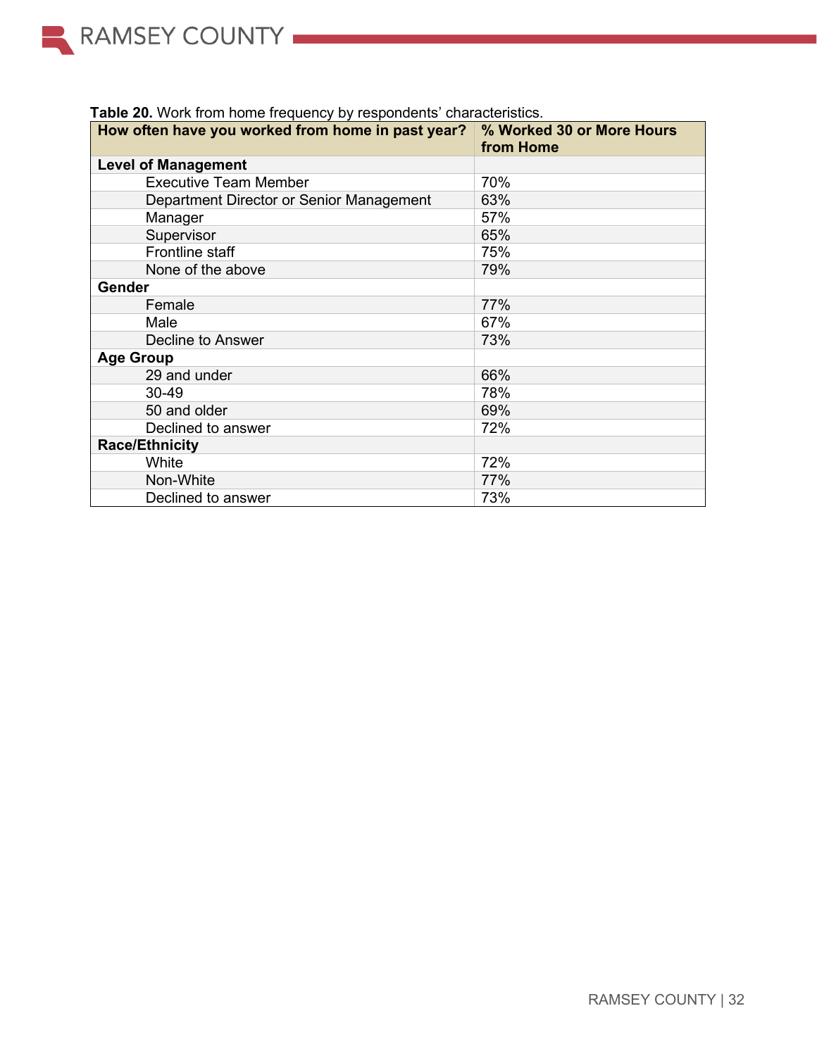**Table 20.** Work from home frequency by respondents' characteristics.

| How often have you worked from home in past year? | % Worked 30 or More Hours from Home |
|---|---|
| **Level of Management** | |
| Executive Team Member | 70% |
| Department Director or Senior Management | 63% |
| Manager | 57% |
| Supervisor | 65% |
| Frontline staff | 75% |
| None of the above | 79% |
| **Gender** | |
| Female | 77% |
| Male | 67% |
| Decline to Answer | 73% |
| **Age Group** | |
| 29 and under | 66% |
| 30-49 | 78% |
| 50 and older | 69% |
| Declined to answer | 72% |
| **Race/Ethnicity** | |
| White | 72% |
| Non-White | 77% |
| Declined to answer | 73% |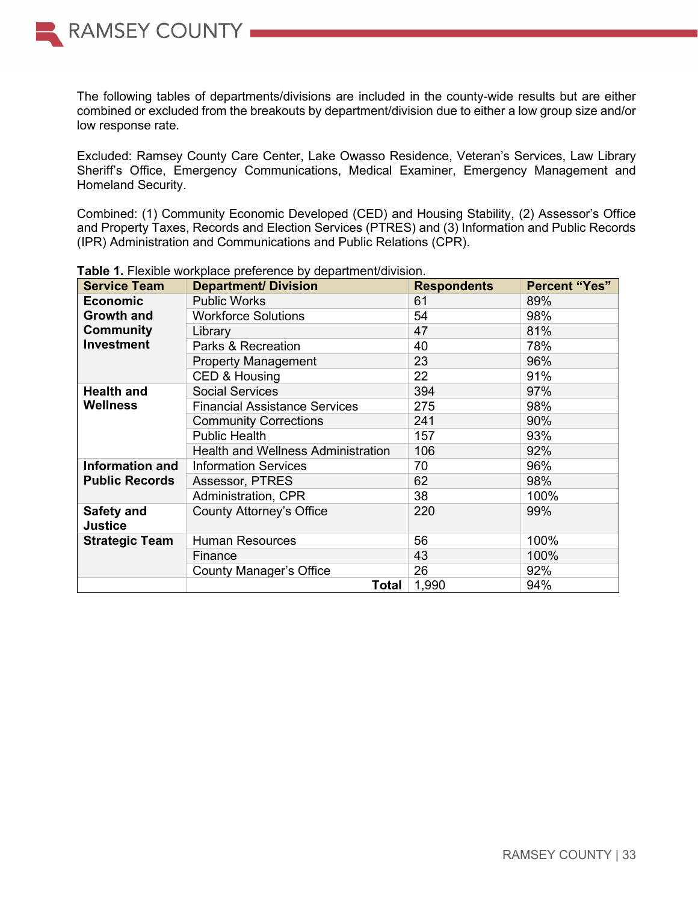The following tables of departments/divisions are included in the county-wide results but are either combined or excluded from the breakouts by department/division due to either a low group size and/or low response rate.

Excluded: Ramsey County Care Center, Lake Owasso Residence, Veteran's Services, Law Library Sheriff's Office, Emergency Communications, Medical Examiner, Emergency Management and Homeland Security.

Combined: (1) Community Economic Developed (CED) and Housing Stability, (2) Assessor's Office and Property Taxes, Records and Election Services (PTRES) and (3) Information and Public Records (IPR) Administration and Communications and Public Relations (CPR).

**Table 1.** Flexible workplace preference by department/division.

| Service Team | Department/ Division | Respondents | Percent "Yes" |
|---|---|---|---|
| **Economic Growth and Community Investment** | Public Works | 61 | 89% |
| | Workforce Solutions | 54 | 98% |
| | Library | 47 | 81% |
| | Parks & Recreation | 40 | 78% |
| | Property Management | 23 | 96% |
| | CED & Housing | 22 | 91% |
| **Health and Wellness** | Social Services | 394 | 97% |
| | Financial Assistance Services | 275 | 98% |
| | Community Corrections | 241 | 90% |
| | Public Health | 157 | 93% |
| | Health and Wellness Administration | 106 | 92% |
| **Information and Public Records** | Information Services | 70 | 96% |
| | Assessor, PTRES | 62 | 98% |
| | Administration, CPR | 38 | 100% |
| **Safety and Justice** | County Attorney's Office | 220 | 99% |
| **Strategic Team** | Human Resources | 56 | 100% |
| | Finance | 43 | 100% |
| | County Manager's Office | 26 | 92% |
| | **Total** | 1,990 | 94% |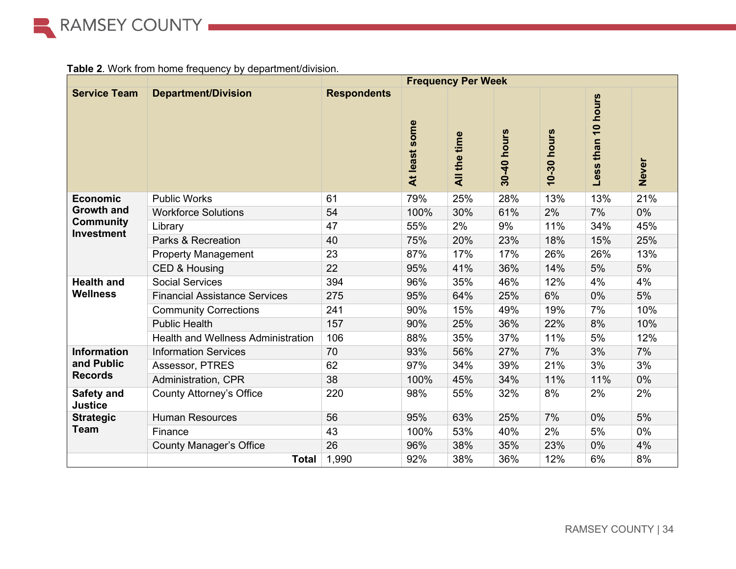**Table 2**. Work from home frequency by department/division.

| Service Team | Department/Division | Respondents | Frequency Per Week | | | | | |
|---|---|---|---|---|---|---|---|---|
| | | | At least some | All the time | 30-40 hours | 10-30 hours | Less than 10 hours | Never |
| Economic Growth and Community Investment | Public Works | 61 | 79% | 25% | 28% | 13% | 13% | 21% |
| | Workforce Solutions | 54 | 100% | 30% | 61% | 2% | 7% | 0% |
| | Library | 47 | 55% | 2% | 9% | 11% | 34% | 45% |
| | Parks & Recreation | 40 | 75% | 20% | 23% | 18% | 15% | 25% |
| | Property Management | 23 | 87% | 17% | 17% | 26% | 26% | 13% |
| | CED & Housing | 22 | 95% | 41% | 36% | 14% | 5% | 5% |
| Health and Wellness | Social Services | 394 | 96% | 35% | 46% | 12% | 4% | 4% |
| | Financial Assistance Services | 275 | 95% | 64% | 25% | 6% | 0% | 5% |
| | Community Corrections | 241 | 90% | 15% | 49% | 19% | 7% | 10% |
| | Public Health | 157 | 90% | 25% | 36% | 22% | 8% | 10% |
| | Health and Wellness Administration | 106 | 88% | 35% | 37% | 11% | 5% | 12% |
| Information and Public Records | Information Services | 70 | 93% | 56% | 27% | 7% | 3% | 7% |
| | Assessor, PTRES | 62 | 97% | 34% | 39% | 21% | 3% | 3% |
| | Administration, CPR | 38 | 100% | 45% | 34% | 11% | 11% | 0% |
| Safety and Justice | County Attorney's Office | 220 | 98% | 55% | 32% | 8% | 2% | 2% |
| Strategic Team | Human Resources | 56 | 95% | 63% | 25% | 7% | 0% | 5% |
| | Finance | 43 | 100% | 53% | 40% | 2% | 5% | 0% |
| | County Manager's Office | 26 | 96% | 38% | 35% | 23% | 0% | 4% |
| | **Total** | 1,990 | 92% | 38% | 36% | 12% | 6% | 8% |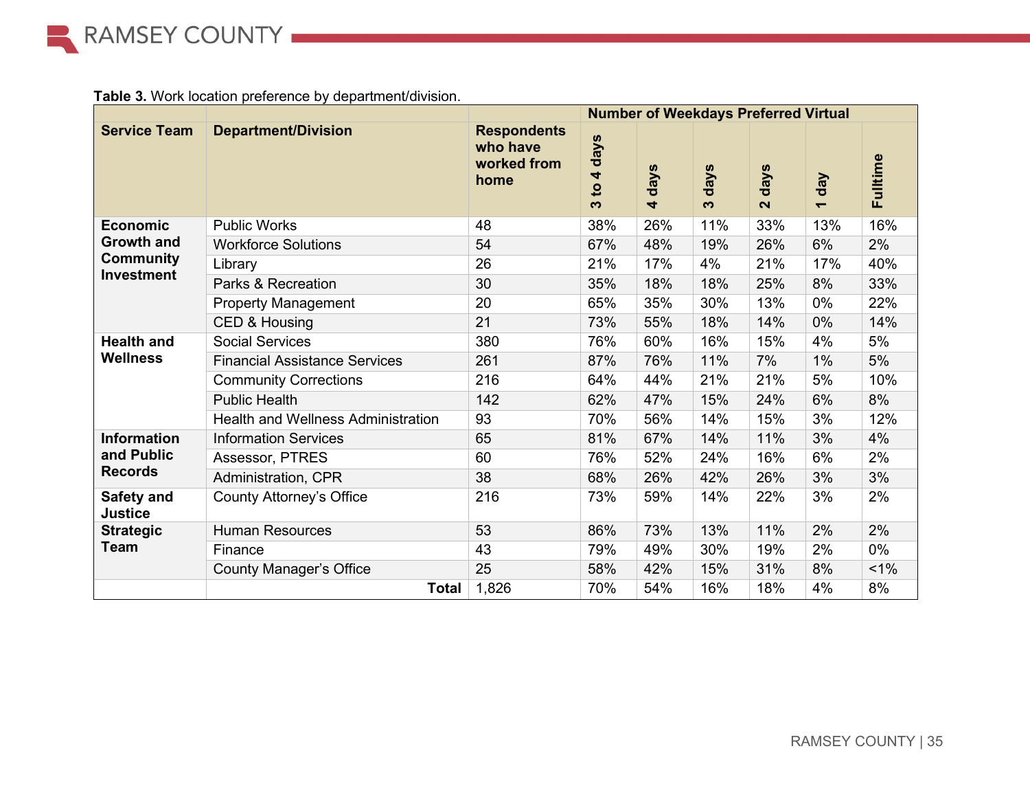**Table 3.** Work location preference by department/division.

| Service Team | Department/Division | Respondents who have worked from home | Number of Weekdays Preferred Virtual | | | | | |
|---|---|---|---|---|---|---|---|---|
| | | | 3 to 4 days | 4 days | 3 days | 2 days | 1 day | Fulltime |
| Economic Growth and Community Investment | Public Works | 48 | 38% | 26% | 11% | 33% | 13% | 16% |
| | Workforce Solutions | 54 | 67% | 48% | 19% | 26% | 6% | 2% |
| | Library | 26 | 21% | 17% | 4% | 21% | 17% | 40% |
| | Parks & Recreation | 30 | 35% | 18% | 18% | 25% | 8% | 33% |
| | Property Management | 20 | 65% | 35% | 30% | 13% | 0% | 22% |
| | CED & Housing | 21 | 73% | 55% | 18% | 14% | 0% | 14% |
| Health and Wellness | Social Services | 380 | 76% | 60% | 16% | 15% | 4% | 5% |
| | Financial Assistance Services | 261 | 87% | 76% | 11% | 7% | 1% | 5% |
| | Community Corrections | 216 | 64% | 44% | 21% | 21% | 5% | 10% |
| | Public Health | 142 | 62% | 47% | 15% | 24% | 6% | 8% |
| | Health and Wellness Administration | 93 | 70% | 56% | 14% | 15% | 3% | 12% |
| Information and Public Records | Information Services | 65 | 81% | 67% | 14% | 11% | 3% | 4% |
| | Assessor, PTRES | 60 | 76% | 52% | 24% | 16% | 6% | 2% |
| | Administration, CPR | 38 | 68% | 26% | 42% | 26% | 3% | 3% |
| Safety and Justice | County Attorney's Office | 216 | 73% | 59% | 14% | 22% | 3% | 2% |
| Strategic Team | Human Resources | 53 | 86% | 73% | 13% | 11% | 2% | 2% |
| | Finance | 43 | 79% | 49% | 30% | 19% | 2% | 0% |
| | County Manager's Office | 25 | 58% | 42% | 15% | 31% | 8% | <1% |
| | **Total** | 1,826 | 70% | 54% | 16% | 18% | 4% | 8% |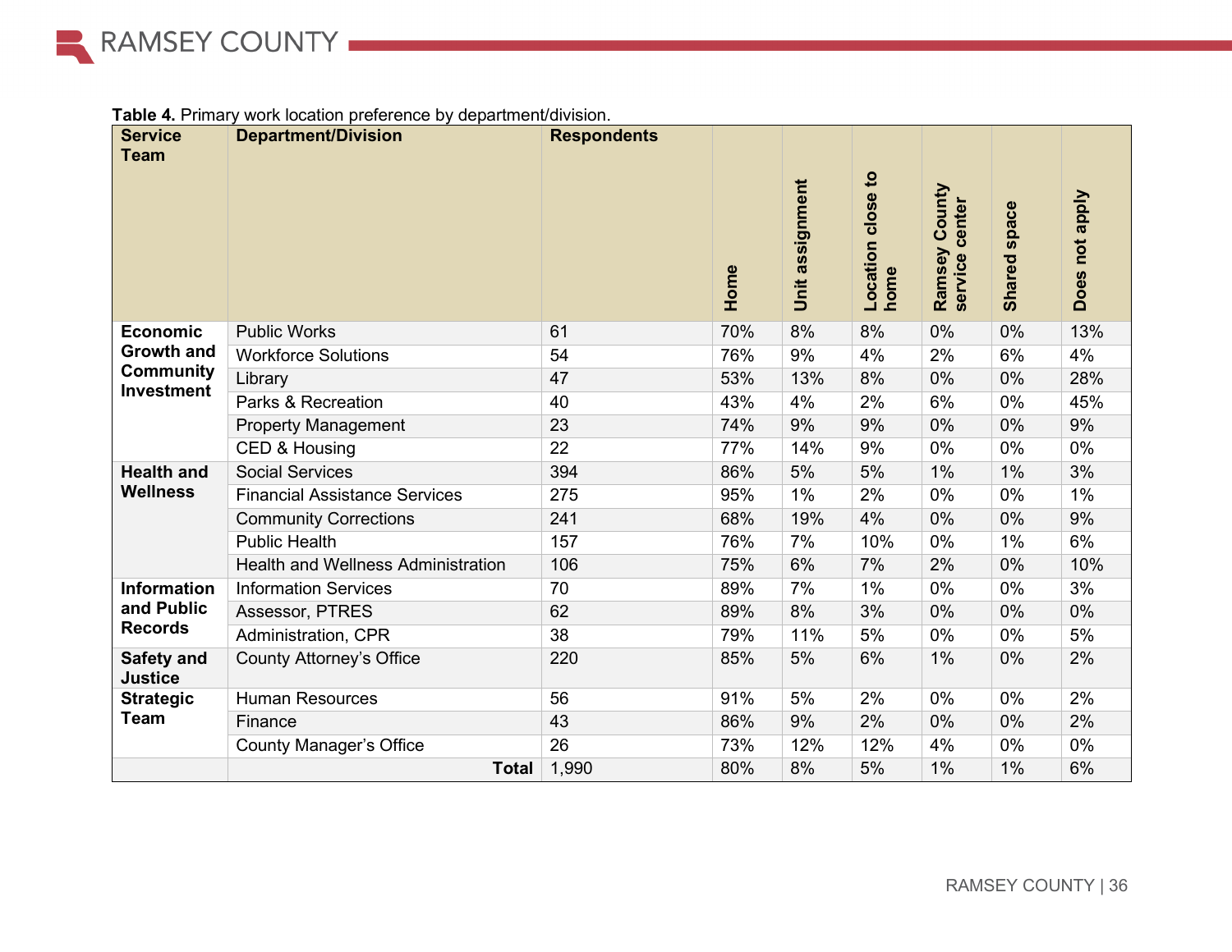**Table 4.** Primary work location preference by department/division.

| Service Team | Department/Division | Respondents | Home | Unit assignment | Location close to home | Ramsey County service center | Shared space | Does not apply |
|---|---|---|---|---|---|---|---|---|
| Economic Growth and Community Investment | Public Works | 61 | 70% | 8% | 8% | 0% | 0% | 13% |
| | Workforce Solutions | 54 | 76% | 9% | 4% | 2% | 6% | 4% |
| | Library | 47 | 53% | 13% | 8% | 0% | 0% | 28% |
| | Parks & Recreation | 40 | 43% | 4% | 2% | 6% | 0% | 45% |
| | Property Management | 23 | 74% | 9% | 9% | 0% | 0% | 9% |
| | CED & Housing | 22 | 77% | 14% | 9% | 0% | 0% | 0% |
| Health and Wellness | Social Services | 394 | 86% | 5% | 5% | 1% | 1% | 3% |
| | Financial Assistance Services | 275 | 95% | 1% | 2% | 0% | 0% | 1% |
| | Community Corrections | 241 | 68% | 19% | 4% | 0% | 0% | 9% |
| | Public Health | 157 | 76% | 7% | 10% | 0% | 1% | 6% |
| | Health and Wellness Administration | 106 | 75% | 6% | 7% | 2% | 0% | 10% |
| Information and Public Records | Information Services | 70 | 89% | 7% | 1% | 0% | 0% | 3% |
| | Assessor, PTRES | 62 | 89% | 8% | 3% | 0% | 0% | 0% |
| | Administration, CPR | 38 | 79% | 11% | 5% | 0% | 0% | 5% |
| Safety and Justice | County Attorney's Office | 220 | 85% | 5% | 6% | 1% | 0% | 2% |
| Strategic Team | Human Resources | 56 | 91% | 5% | 2% | 0% | 0% | 2% |
| | Finance | 43 | 86% | 9% | 2% | 0% | 0% | 2% |
| | County Manager's Office | 26 | 73% | 12% | 12% | 4% | 0% | 0% |
| | **Total** | 1,990 | 80% | 8% | 5% | 1% | 1% | 6% |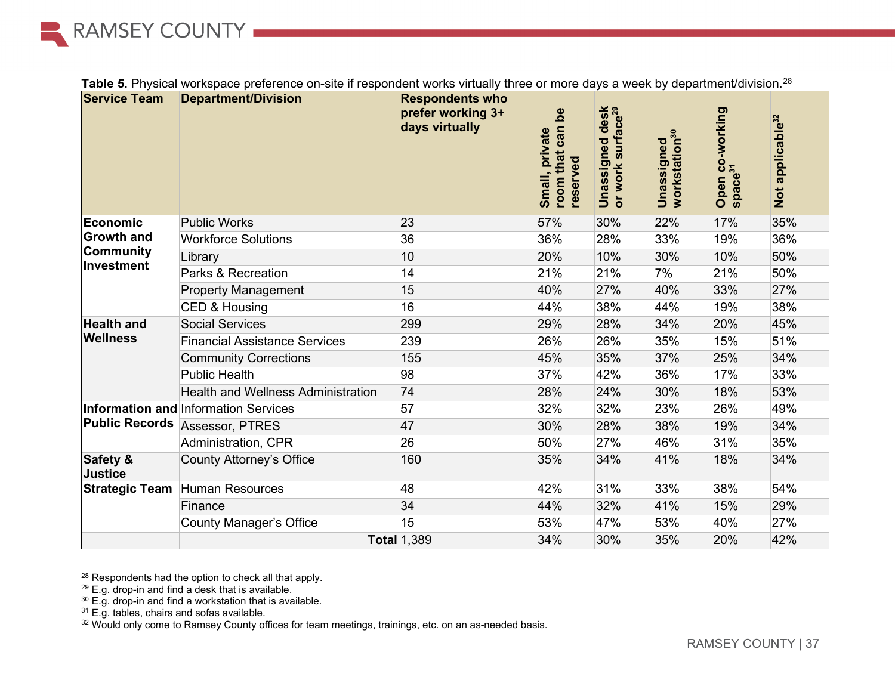**Table 5.** Physical workspace preference on-site if respondent works virtually three or more days a week by department/division.[28]

| Service Team | Department/Division | Respondents who prefer working 3+ days virtually | Small, private room that can be reserved | Unassigned desk or work surface[29] | Unassigned workstation[30] | Open co-working space[31] | Not applicable[32] |
|---|---|---|---|---|---|---|---|
| Economic Growth and Community Investment | Public Works | 23 | 57% | 30% | 22% | 17% | 35% |
| | Workforce Solutions | 36 | 36% | 28% | 33% | 19% | 36% |
| | Library | 10 | 20% | 10% | 30% | 10% | 50% |
| | Parks & Recreation | 14 | 21% | 21% | 7% | 21% | 50% |
| | Property Management | 15 | 40% | 27% | 40% | 33% | 27% |
| | CED & Housing | 16 | 44% | 38% | 44% | 19% | 38% |
| Health and Wellness | Social Services | 299 | 29% | 28% | 34% | 20% | 45% |
| | Financial Assistance Services | 239 | 26% | 26% | 35% | 15% | 51% |
| | Community Corrections | 155 | 45% | 35% | 37% | 25% | 34% |
| | Public Health | 98 | 37% | 42% | 36% | 17% | 33% |
| | Health and Wellness Administration | 74 | 28% | 24% | 30% | 18% | 53% |
| Information and Public Records | Information Services | 57 | 32% | 32% | 23% | 26% | 49% |
| | Assessor, PTRES | 47 | 30% | 28% | 38% | 19% | 34% |
| | Administration, CPR | 26 | 50% | 27% | 46% | 31% | 35% |
| Safety & Justice | County Attorney's Office | 160 | 35% | 34% | 41% | 18% | 34% |
| Strategic Team | Human Resources | 48 | 42% | 31% | 33% | 38% | 54% |
| | Finance | 34 | 44% | 32% | 41% | 15% | 29% |
| | County Manager's Office | 15 | 53% | 47% | 53% | 40% | 27% |
| | **Total** | 1,389 | 34% | 30% | 35% | 20% | 42% |

[28] Respondents had the option to check all that apply.
[29] E.g. drop-in and find a desk that is available.
[30] E.g. drop-in and find a workstation that is available.
[31] E.g. tables, chairs and sofas available.
[32] Would only come to Ramsey County offices for team meetings, trainings, etc. on an as-needed basis.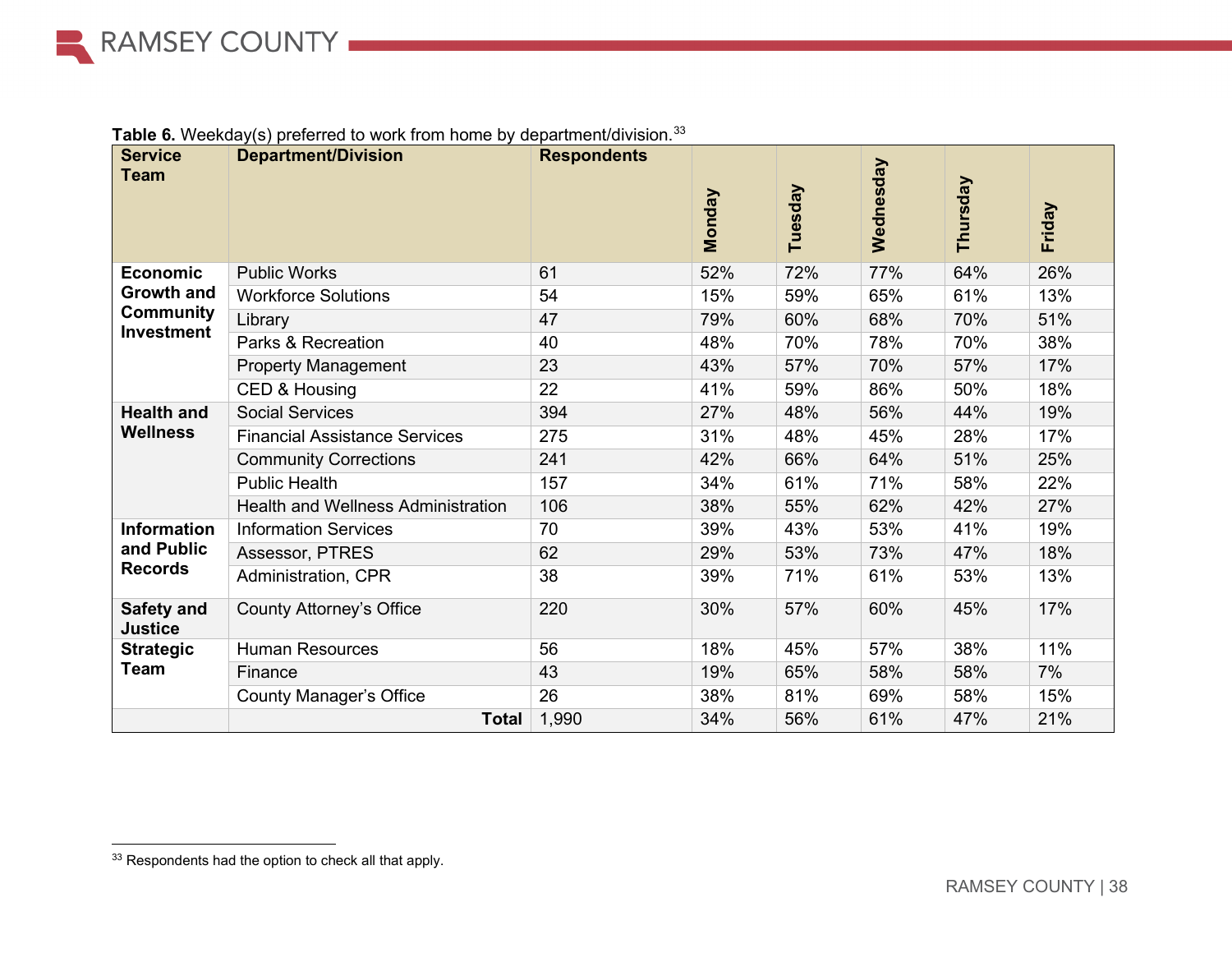**Table 6.** Weekday(s) preferred to work from home by department/division.[33]

| Service Team | Department/Division | Respondents | Monday | Tuesday | Wednesday | Thursday | Friday |
|---|---|---|---|---|---|---|---|
| **Economic Growth and Community Investment** | Public Works | 61 | 52% | 72% | 77% | 64% | 26% |
| | Workforce Solutions | 54 | 15% | 59% | 65% | 61% | 13% |
| | Library | 47 | 79% | 60% | 68% | 70% | 51% |
| | Parks & Recreation | 40 | 48% | 70% | 78% | 70% | 38% |
| | Property Management | 23 | 43% | 57% | 70% | 57% | 17% |
| | CED & Housing | 22 | 41% | 59% | 86% | 50% | 18% |
| **Health and Wellness** | Social Services | 394 | 27% | 48% | 56% | 44% | 19% |
| | Financial Assistance Services | 275 | 31% | 48% | 45% | 28% | 17% |
| | Community Corrections | 241 | 42% | 66% | 64% | 51% | 25% |
| | Public Health | 157 | 34% | 61% | 71% | 58% | 22% |
| | Health and Wellness Administration | 106 | 38% | 55% | 62% | 42% | 27% |
| **Information and Public Records** | Information Services | 70 | 39% | 43% | 53% | 41% | 19% |
| | Assessor, PTRES | 62 | 29% | 53% | 73% | 47% | 18% |
| | Administration, CPR | 38 | 39% | 71% | 61% | 53% | 13% |
| **Safety and Justice** | County Attorney's Office | 220 | 30% | 57% | 60% | 45% | 17% |
| **Strategic Team** | Human Resources | 56 | 18% | 45% | 57% | 38% | 11% |
| | Finance | 43 | 19% | 65% | 58% | 58% | 7% |
| | County Manager's Office | 26 | 38% | 81% | 69% | 58% | 15% |
| | **Total** | 1,990 | 34% | 56% | 61% | 47% | 21% |

[33] Respondents had the option to check all that apply.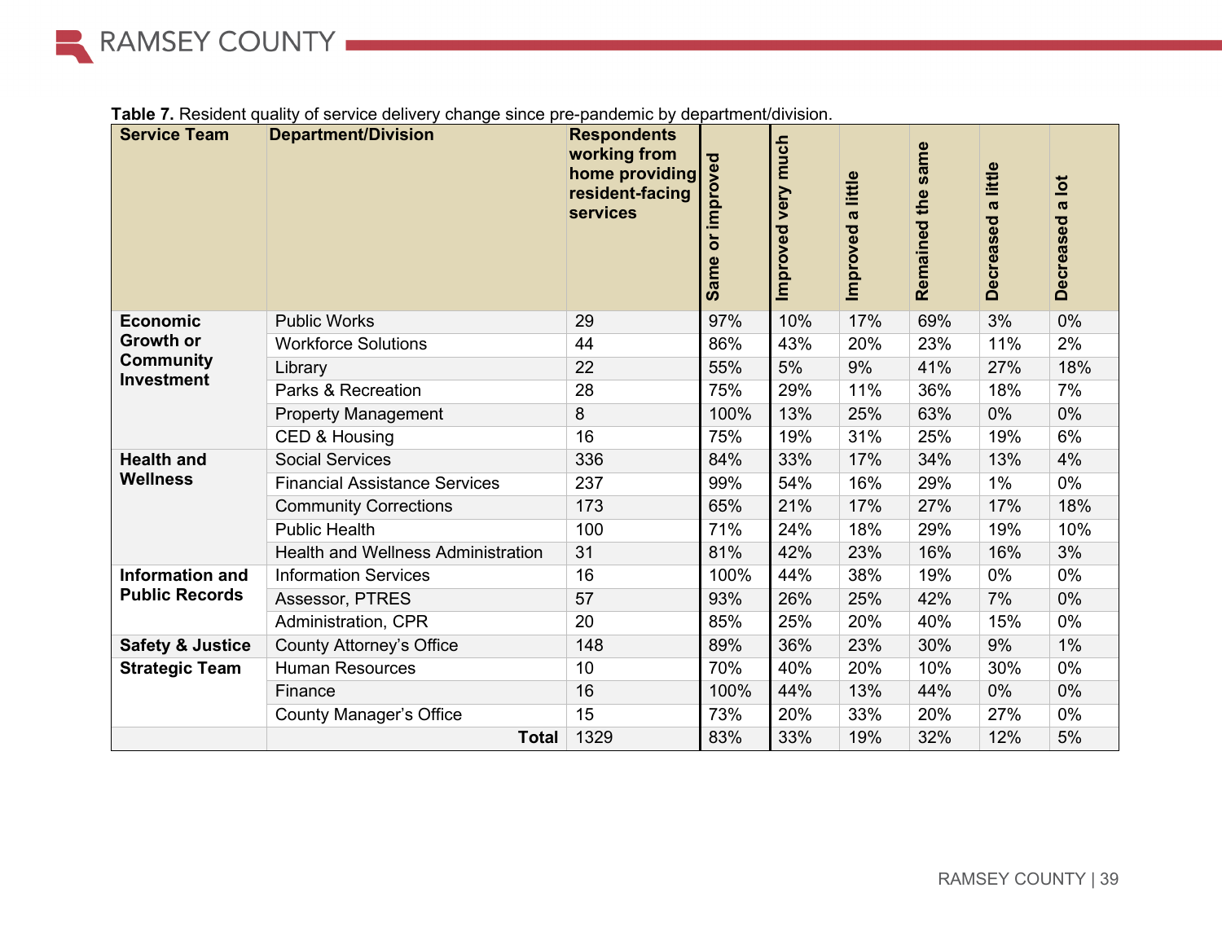**Table 7.** Resident quality of service delivery change since pre-pandemic by department/division.

| Service Team | Department/Division | Respondents working from home providing resident-facing services | Same or improved | Improved very much | Improved a little | Remained the same | Decreased a little | Decreased a lot |
|---|---|---|---|---|---|---|---|---|
| **Economic Growth or Community Investment** | Public Works | 29 | 97% | 10% | 17% | 69% | 3% | 0% |
| | Workforce Solutions | 44 | 86% | 43% | 20% | 23% | 11% | 2% |
| | Library | 22 | 55% | 5% | 9% | 41% | 27% | 18% |
| | Parks & Recreation | 28 | 75% | 29% | 11% | 36% | 18% | 7% |
| | Property Management | 8 | 100% | 13% | 25% | 63% | 0% | 0% |
| | CED & Housing | 16 | 75% | 19% | 31% | 25% | 19% | 6% |
| **Health and Wellness** | Social Services | 336 | 84% | 33% | 17% | 34% | 13% | 4% |
| | Financial Assistance Services | 237 | 99% | 54% | 16% | 29% | 1% | 0% |
| | Community Corrections | 173 | 65% | 21% | 17% | 27% | 17% | 18% |
| | Public Health | 100 | 71% | 24% | 18% | 29% | 19% | 10% |
| | Health and Wellness Administration | 31 | 81% | 42% | 23% | 16% | 16% | 3% |
| **Information and Public Records** | Information Services | 16 | 100% | 44% | 38% | 19% | 0% | 0% |
| | Assessor, PTRES | 57 | 93% | 26% | 25% | 42% | 7% | 0% |
| | Administration, CPR | 20 | 85% | 25% | 20% | 40% | 15% | 0% |
| **Safety & Justice** | County Attorney's Office | 148 | 89% | 36% | 23% | 30% | 9% | 1% |
| **Strategic Team** | Human Resources | 10 | 70% | 40% | 20% | 10% | 30% | 0% |
| | Finance | 16 | 100% | 44% | 13% | 44% | 0% | 0% |
| | County Manager's Office | 15 | 73% | 20% | 33% | 20% | 27% | 0% |
| | **Total** | 1329 | 83% | 33% | 19% | 32% | 12% | 5% |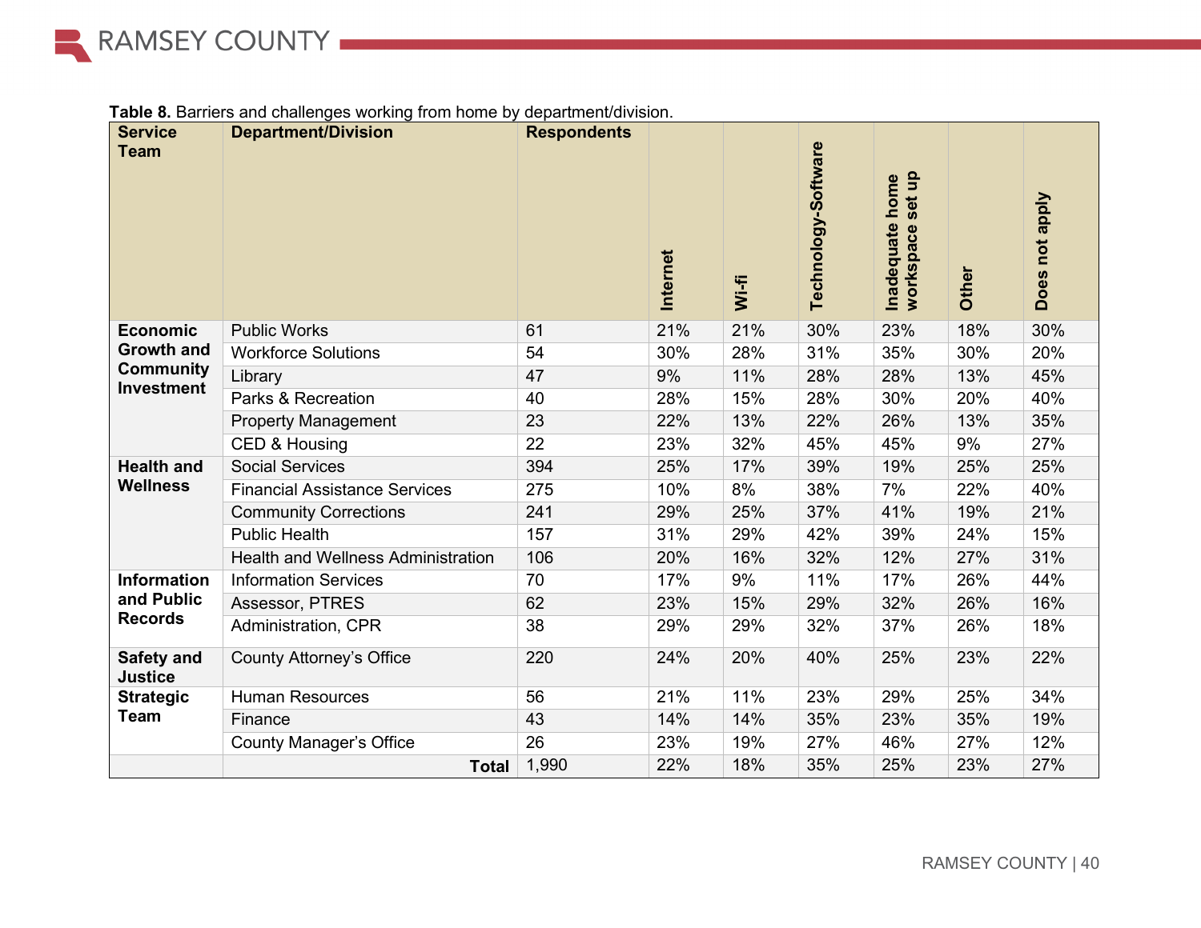**Table 8.** Barriers and challenges working from home by department/division.

| Service Team | Department/Division | Respondents | Internet | Wi-fi | Technology-Software | Inadequate home workspace set up | Other | Does not apply |
|---|---|---|---|---|---|---|---|---|
| Economic Growth and Community Investment | Public Works | 61 | 21% | 21% | 30% | 23% | 18% | 30% |
| | Workforce Solutions | 54 | 30% | 28% | 31% | 35% | 30% | 20% |
| | Library | 47 | 9% | 11% | 28% | 28% | 13% | 45% |
| | Parks & Recreation | 40 | 28% | 15% | 28% | 30% | 20% | 40% |
| | Property Management | 23 | 22% | 13% | 22% | 26% | 13% | 35% |
| | CED & Housing | 22 | 23% | 32% | 45% | 45% | 9% | 27% |
| Health and Wellness | Social Services | 394 | 25% | 17% | 39% | 19% | 25% | 25% |
| | Financial Assistance Services | 275 | 10% | 8% | 38% | 7% | 22% | 40% |
| | Community Corrections | 241 | 29% | 25% | 37% | 41% | 19% | 21% |
| | Public Health | 157 | 31% | 29% | 42% | 39% | 24% | 15% |
| | Health and Wellness Administration | 106 | 20% | 16% | 32% | 12% | 27% | 31% |
| Information and Public Records | Information Services | 70 | 17% | 9% | 11% | 17% | 26% | 44% |
| | Assessor, PTRES | 62 | 23% | 15% | 29% | 32% | 26% | 16% |
| | Administration, CPR | 38 | 29% | 29% | 32% | 37% | 26% | 18% |
| Safety and Justice | County Attorney's Office | 220 | 24% | 20% | 40% | 25% | 23% | 22% |
| Strategic Team | Human Resources | 56 | 21% | 11% | 23% | 29% | 25% | 34% |
| | Finance | 43 | 14% | 14% | 35% | 23% | 35% | 19% |
| | County Manager's Office | 26 | 23% | 19% | 27% | 46% | 27% | 12% |
| | **Total** | 1,990 | 22% | 18% | 35% | 25% | 23% | 27% |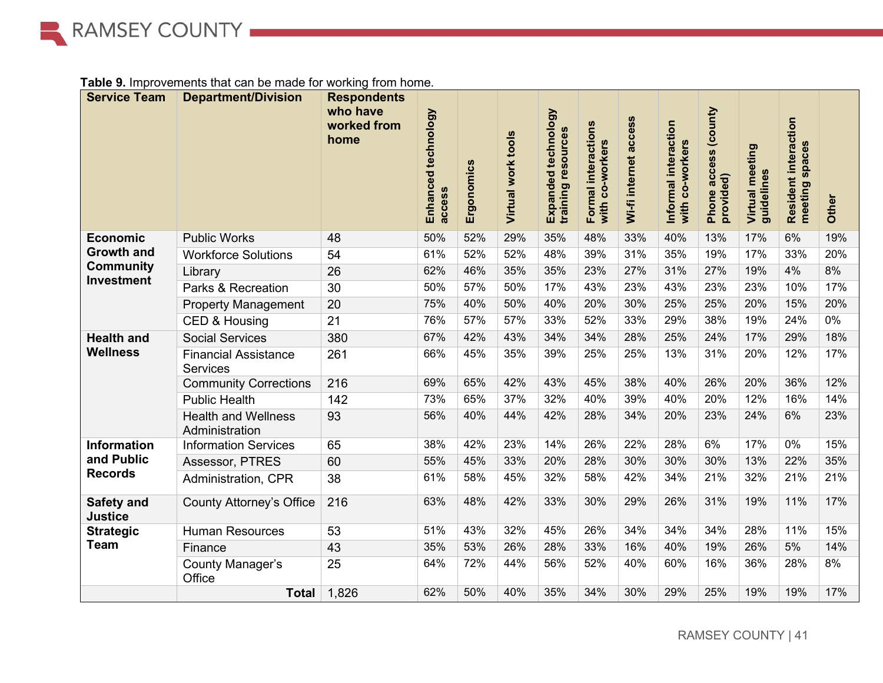**Table 9.** Improvements that can be made for working from home.

| Service Team | Department/Division | Respondents who have worked from home | Enhanced technology access | Ergonomics | Virtual work tools | Expanded technology training resources | Formal interactions with co-workers | Wi-fi internet access | Informal interaction with co-workers | Phone access (county provided) | Virtual meeting guidelines | Resident interaction meeting spaces | Other |
|---|---|---|---|---|---|---|---|---|---|---|---|---|---|
| Economic Growth and Community Investment | Public Works | 48 | 50% | 52% | 29% | 35% | 48% | 33% | 40% | 13% | 17% | 6% | 19% |
| | Workforce Solutions | 54 | 61% | 52% | 52% | 48% | 39% | 31% | 35% | 19% | 17% | 33% | 20% |
| | Library | 26 | 62% | 46% | 35% | 35% | 23% | 27% | 31% | 27% | 19% | 4% | 8% |
| | Parks & Recreation | 30 | 50% | 57% | 50% | 17% | 43% | 23% | 43% | 23% | 23% | 10% | 17% |
| | Property Management | 20 | 75% | 40% | 50% | 40% | 20% | 30% | 25% | 25% | 20% | 15% | 20% |
| | CED & Housing | 21 | 76% | 57% | 57% | 33% | 52% | 33% | 29% | 38% | 19% | 24% | 0% |
| Health and Wellness | Social Services | 380 | 67% | 42% | 43% | 34% | 34% | 28% | 25% | 24% | 17% | 29% | 18% |
| | Financial Assistance Services | 261 | 66% | 45% | 35% | 39% | 25% | 25% | 13% | 31% | 20% | 12% | 17% |
| | Community Corrections | 216 | 69% | 65% | 42% | 43% | 45% | 38% | 40% | 26% | 20% | 36% | 12% |
| | Public Health | 142 | 73% | 65% | 37% | 32% | 40% | 39% | 40% | 20% | 12% | 16% | 14% |
| | Health and Wellness Administration | 93 | 56% | 40% | 44% | 42% | 28% | 34% | 20% | 23% | 24% | 6% | 23% |
| Information and Public Records | Information Services | 65 | 38% | 42% | 23% | 14% | 26% | 22% | 28% | 6% | 17% | 0% | 15% |
| | Assessor, PTRES | 60 | 55% | 45% | 33% | 20% | 28% | 30% | 30% | 30% | 13% | 22% | 35% |
| | Administration, CPR | 38 | 61% | 58% | 45% | 32% | 58% | 42% | 34% | 21% | 32% | 21% | 21% |
| Safety and Justice | County Attorney's Office | 216 | 63% | 48% | 42% | 33% | 30% | 29% | 26% | 31% | 19% | 11% | 17% |
| Strategic Team | Human Resources | 53 | 51% | 43% | 32% | 45% | 26% | 34% | 34% | 34% | 28% | 11% | 15% |
| | Finance | 43 | 35% | 53% | 26% | 28% | 33% | 16% | 40% | 19% | 26% | 5% | 14% |
| | County Manager's Office | 25 | 64% | 72% | 44% | 56% | 52% | 40% | 60% | 16% | 36% | 28% | 8% |
| | **Total** | 1,826 | 62% | 50% | 40% | 35% | 34% | 30% | 29% | 25% | 19% | 19% | 17% |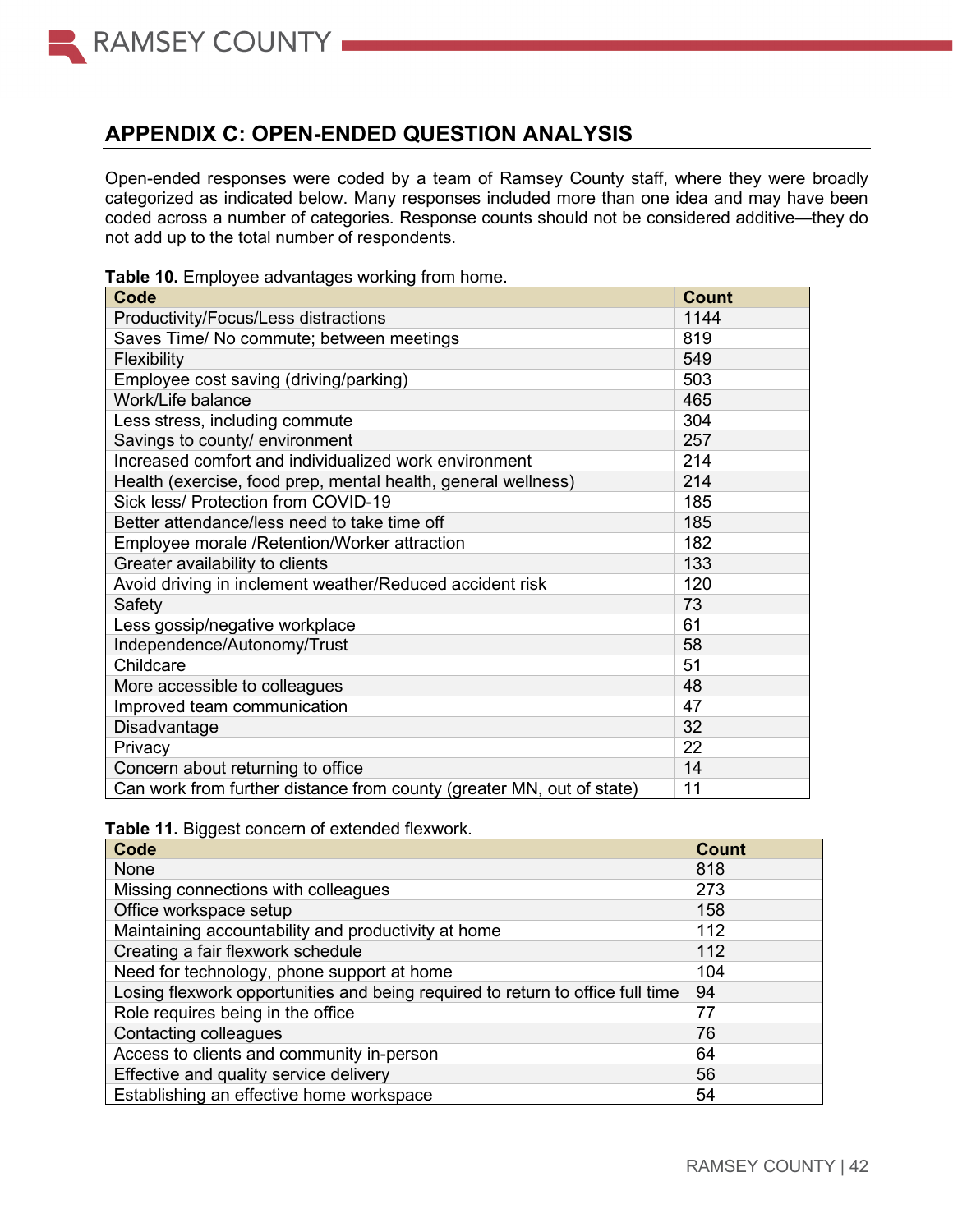## APPENDIX C: OPEN-ENDED QUESTION ANALYSIS

Open-ended responses were coded by a team of Ramsey County staff, where they were broadly categorized as indicated below. Many responses included more than one idea and may have been coded across a number of categories. Response counts should not be considered additive—they do not add up to the total number of respondents.

**Table 10.** Employee advantages working from home.

| Code | Count |
|---|---|
| Productivity/Focus/Less distractions | 1144 |
| Saves Time/ No commute; between meetings | 819 |
| Flexibility | 549 |
| Employee cost saving (driving/parking) | 503 |
| Work/Life balance | 465 |
| Less stress, including commute | 304 |
| Savings to county/ environment | 257 |
| Increased comfort and individualized work environment | 214 |
| Health (exercise, food prep, mental health, general wellness) | 214 |
| Sick less/ Protection from COVID-19 | 185 |
| Better attendance/less need to take time off | 185 |
| Employee morale /Retention/Worker attraction | 182 |
| Greater availability to clients | 133 |
| Avoid driving in inclement weather/Reduced accident risk | 120 |
| Safety | 73 |
| Less gossip/negative workplace | 61 |
| Independence/Autonomy/Trust | 58 |
| Childcare | 51 |
| More accessible to colleagues | 48 |
| Improved team communication | 47 |
| Disadvantage | 32 |
| Privacy | 22 |
| Concern about returning to office | 14 |
| Can work from further distance from county (greater MN, out of state) | 11 |

**Table 11.** Biggest concern of extended flexwork.

| Code | Count |
|---|---|
| None | 818 |
| Missing connections with colleagues | 273 |
| Office workspace setup | 158 |
| Maintaining accountability and productivity at home | 112 |
| Creating a fair flexwork schedule | 112 |
| Need for technology, phone support at home | 104 |
| Losing flexwork opportunities and being required to return to office full time | 94 |
| Role requires being in the office | 77 |
| Contacting colleagues | 76 |
| Access to clients and community in-person | 64 |
| Effective and quality service delivery | 56 |
| Establishing an effective home workspace | 54 |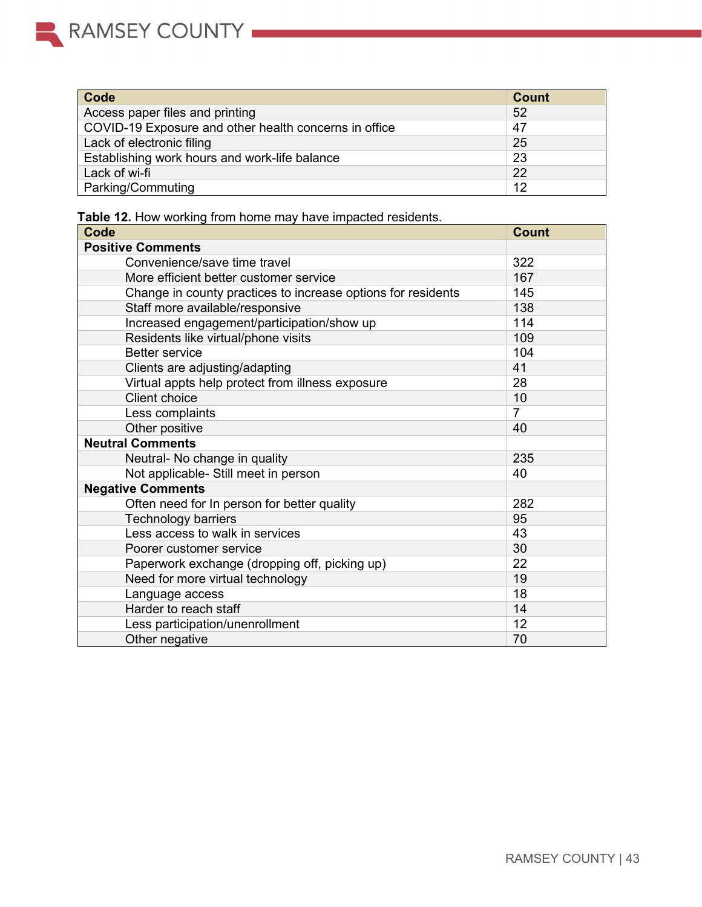| Code | Count |
|---|---|
| Access paper files and printing | 52 |
| COVID-19 Exposure and other health concerns in office | 47 |
| Lack of electronic filing | 25 |
| Establishing work hours and work-life balance | 23 |
| Lack of wi-fi | 22 |
| Parking/Commuting | 12 |

**Table 12.** How working from home may have impacted residents.

| Code | Count |
|---|---|
| **Positive Comments** | |
| Convenience/save time travel | 322 |
| More efficient better customer service | 167 |
| Change in county practices to increase options for residents | 145 |
| Staff more available/responsive | 138 |
| Increased engagement/participation/show up | 114 |
| Residents like virtual/phone visits | 109 |
| Better service | 104 |
| Clients are adjusting/adapting | 41 |
| Virtual appts help protect from illness exposure | 28 |
| Client choice | 10 |
| Less complaints | 7 |
| Other positive | 40 |
| **Neutral Comments** | |
| Neutral- No change in quality | 235 |
| Not applicable- Still meet in person | 40 |
| **Negative Comments** | |
| Often need for In person for better quality | 282 |
| Technology barriers | 95 |
| Less access to walk in services | 43 |
| Poorer customer service | 30 |
| Paperwork exchange (dropping off, picking up) | 22 |
| Need for more virtual technology | 19 |
| Language access | 18 |
| Harder to reach staff | 14 |
| Less participation/unenrollment | 12 |
| Other negative | 70 |